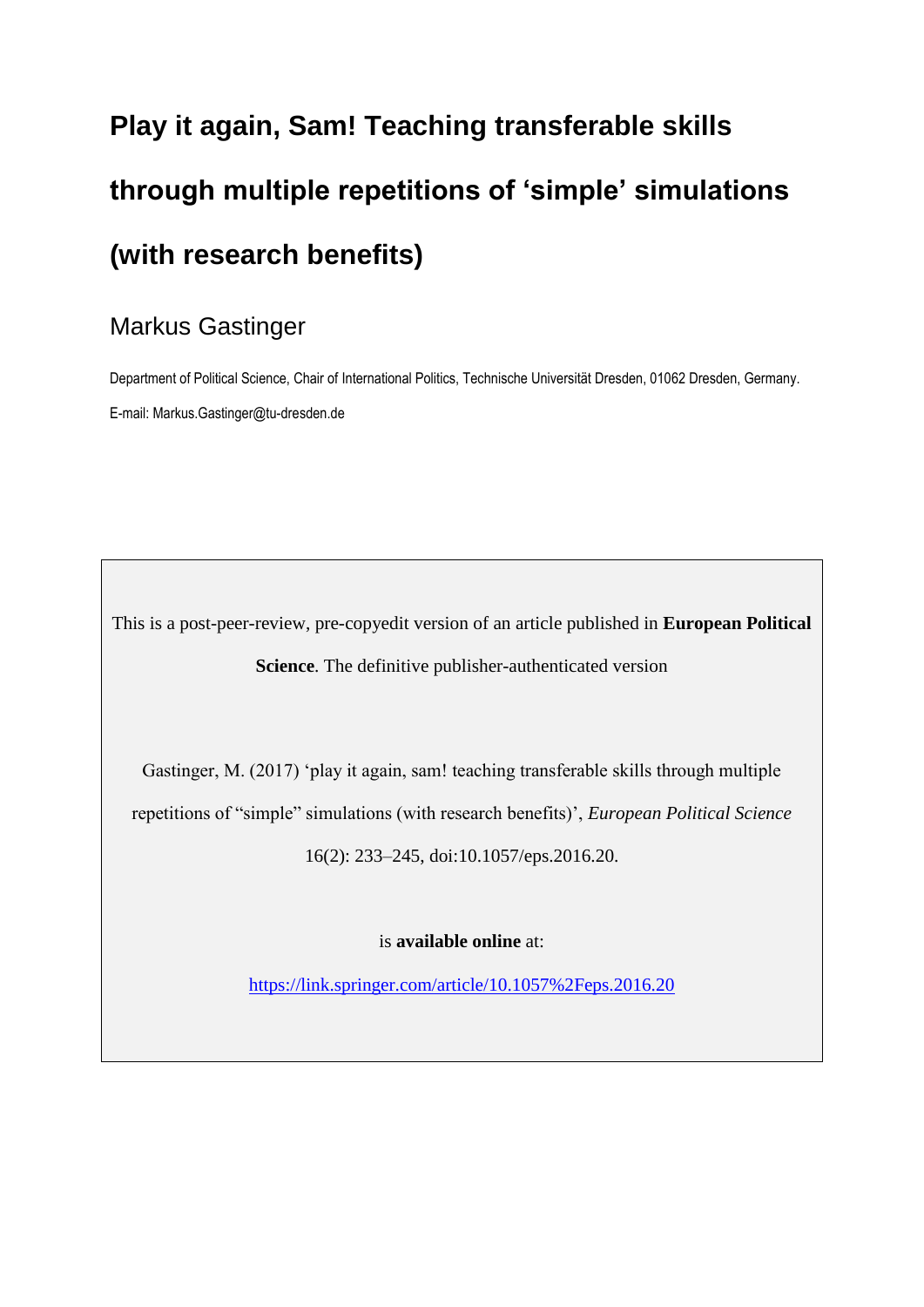# Play it again, Sam! Teaching transferable skills through multiple repetitions of 'simple' simulations (with research benefits)

Markus Gastinger

Department of Political Science, Chair of International Politics, Technische Universität Dresden, 01062 Dresden, Germany.

E-mail: Markus.Gastinger@tu-dresden.de

This is a post-peer-review, pre-copyedit version of an article published in **European Political Science**. The definitive publisher-authenticated version

Gastinger, M. (2017) 'play it again, sam! teaching transferable skills through multiple repetitions of "simple" simulations (with research benefits)', *European Political Science* 16(2): 233–245, doi:10.1057/eps.2016.20.

is **available online** at:

https://link.springer.com/article/10.1057%2Feps.2016.20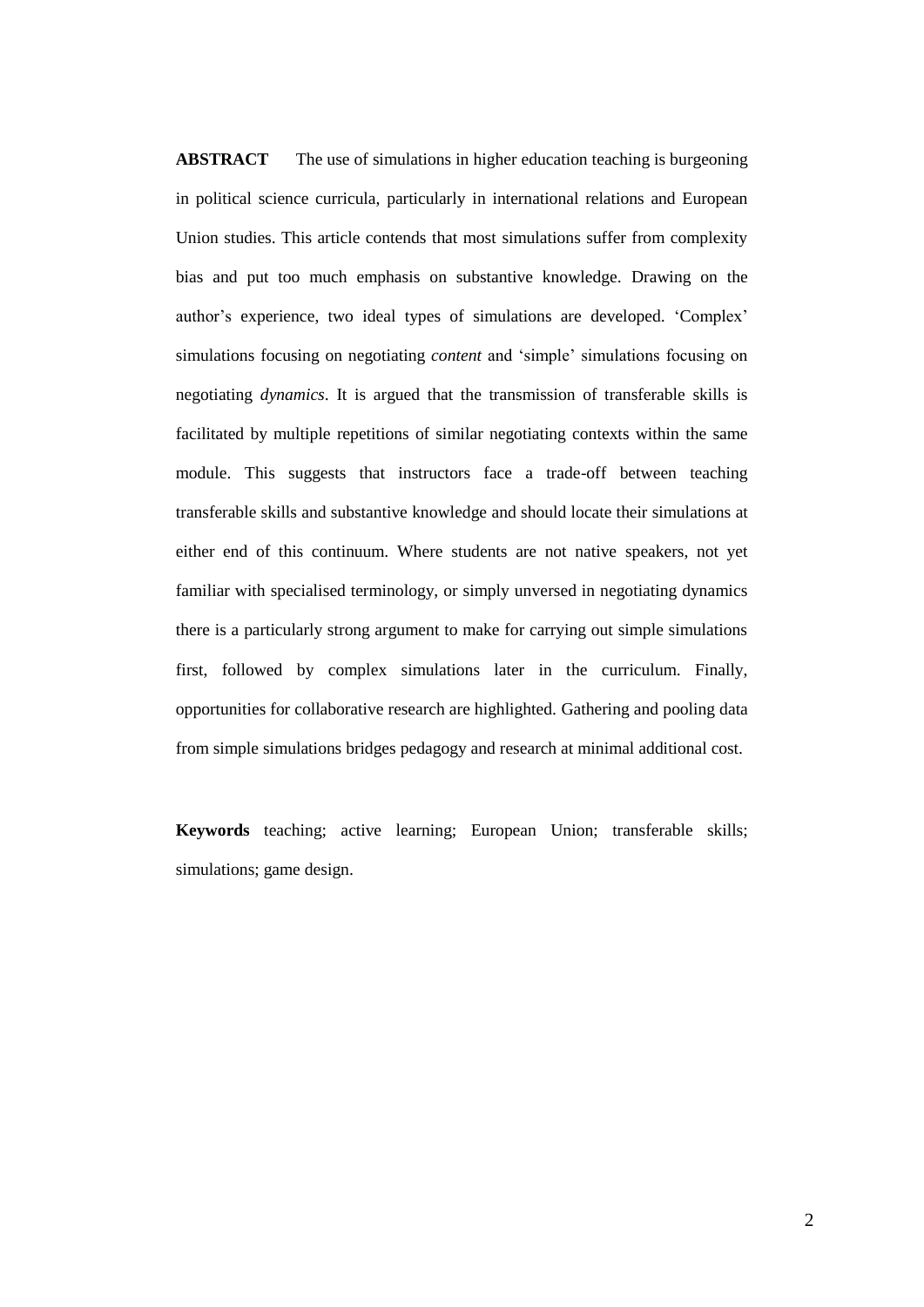**ABSTRACT** The use of simulations in higher education teaching is burgeoning in political science curricula, particularly in international relations and European Union studies. This article contends that most simulations suffer from complexity bias and put too much emphasis on substantive knowledge. Drawing on the author's experience, two ideal types of simulations are developed. 'Complex' simulations focusing on negotiating *content* and 'simple' simulations focusing on negotiating *dynamics*. It is argued that the transmission of transferable skills is facilitated by multiple repetitions of similar negotiating contexts within the same module. This suggests that instructors face a trade-off between teaching transferable skills and substantive knowledge and should locate their simulations at either end of this continuum. Where students are not native speakers, not yet familiar with specialised terminology, or simply unversed in negotiating dynamics there is a particularly strong argument to make for carrying out simple simulations first, followed by complex simulations later in the curriculum. Finally, opportunities for collaborative research are highlighted. Gathering and pooling data from simple simulations bridges pedagogy and research at minimal additional cost.

**Keywords** teaching; active learning; European Union; transferable skills; simulations; game design.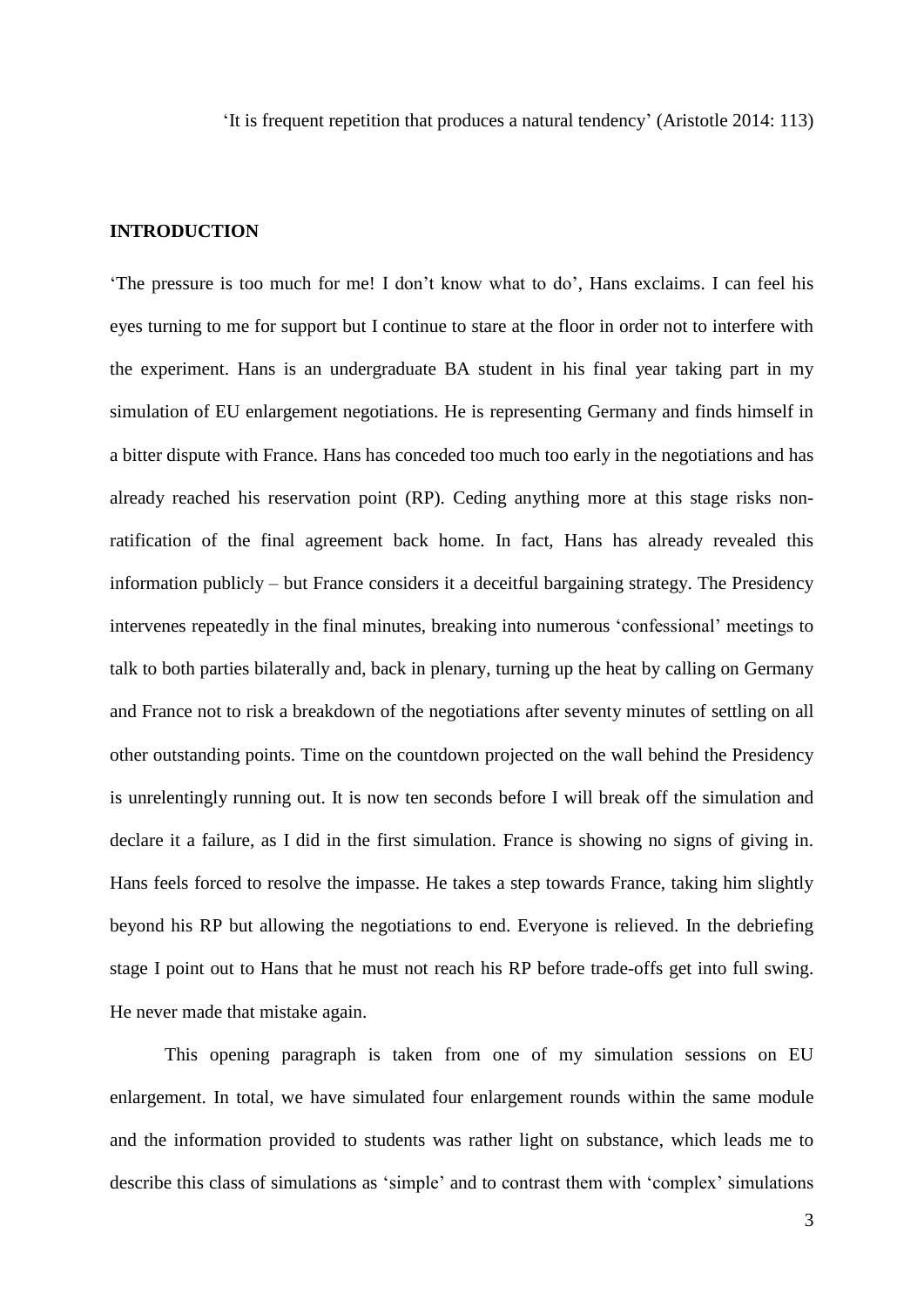'It is frequent repetition that produces a natural tendency' (Aristotle 2014: 113)

## INTRODUCTION

'The pressure is too much for me! I don't know what to do', Hans exclaims. I can feel his eyes turning to me for support but I continue to stare at the floor in order not to interfere with the experiment. Hans is an undergraduate BA student in his final year taking part in my simulation of EU enlargement negotiations. He is representing Germany and finds himself in a bitter dispute with France. Hans has conceded too much too early in the negotiations and has already reached his reservation point (RP). Ceding anything more at this stage risks non-ratification of the final agreement back home. In fact, Hans has already revealed this information publicly – but France considers it a deceitful bargaining strategy. The Presidency intervenes repeatedly in the final minutes, breaking into numerous 'confessional' meetings to talk to both parties bilaterally and, back in plenary, turning up the heat by calling on Germany and France not to risk a breakdown of the negotiations after seventy minutes of settling on all other outstanding points. Time on the countdown projected on the wall behind the Presidency is unrelentingly running out. It is now ten seconds before I will break off the simulation and declare it a failure, as I did in the first simulation. France is showing no signs of giving in. Hans feels forced to resolve the impasse. He takes a step towards France, taking him slightly beyond his RP but allowing the negotiations to end. Everyone is relieved. In the debriefing stage I point out to Hans that he must not reach his RP before trade-offs get into full swing. He never made that mistake again.

This opening paragraph is taken from one of my simulation sessions on EU enlargement. In total, we have simulated four enlargement rounds within the same module and the information provided to students was rather light on substance, which leads me to describe this class of simulations as 'simple' and to contrast them with 'complex' simulations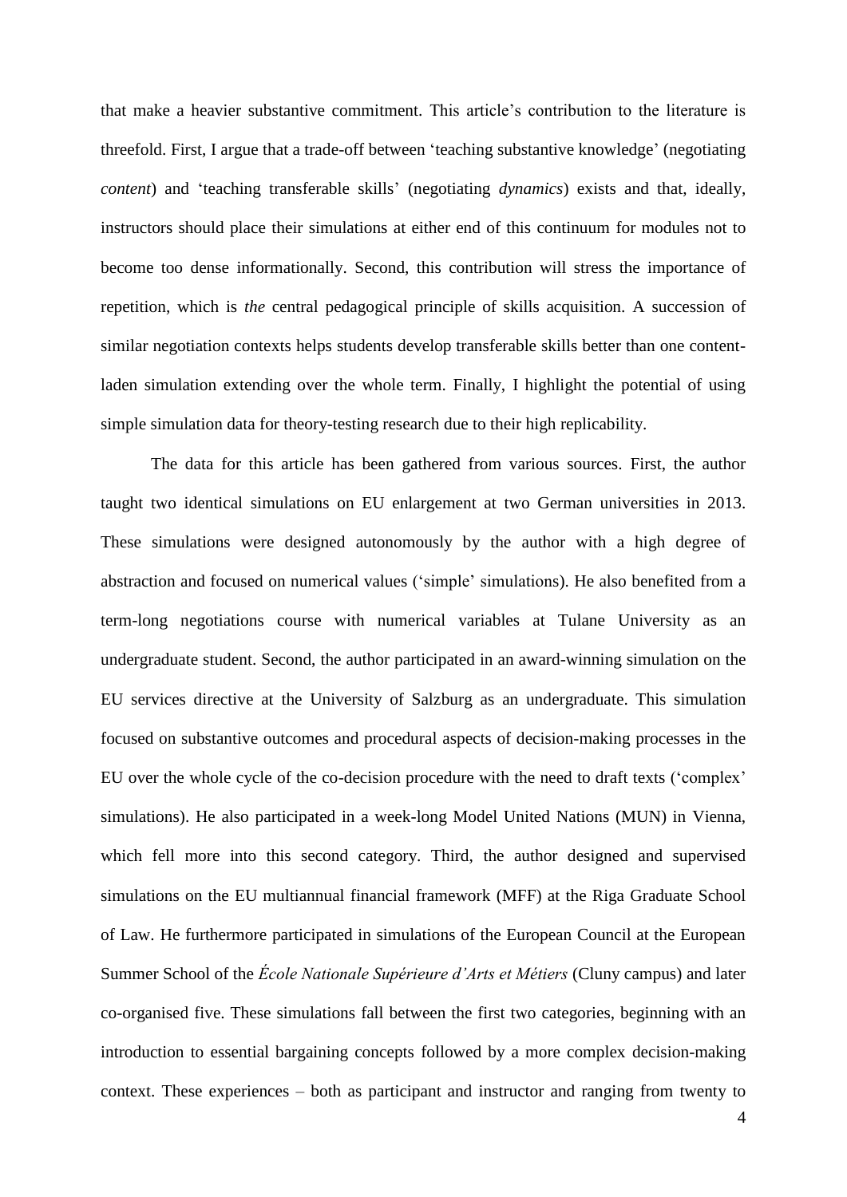that make a heavier substantive commitment. This article's contribution to the literature is threefold. First, I argue that a trade-off between 'teaching substantive knowledge' (negotiating *content*) and 'teaching transferable skills' (negotiating *dynamics*) exists and that, ideally, instructors should place their simulations at either end of this continuum for modules not to become too dense informationally. Second, this contribution will stress the importance of repetition, which is *the* central pedagogical principle of skills acquisition. A succession of similar negotiation contexts helps students develop transferable skills better than one content-laden simulation extending over the whole term. Finally, I highlight the potential of using simple simulation data for theory-testing research due to their high replicability.

The data for this article has been gathered from various sources. First, the author taught two identical simulations on EU enlargement at two German universities in 2013. These simulations were designed autonomously by the author with a high degree of abstraction and focused on numerical values ('simple' simulations). He also benefited from a term-long negotiations course with numerical variables at Tulane University as an undergraduate student. Second, the author participated in an award-winning simulation on the EU services directive at the University of Salzburg as an undergraduate. This simulation focused on substantive outcomes and procedural aspects of decision-making processes in the EU over the whole cycle of the co-decision procedure with the need to draft texts ('complex' simulations). He also participated in a week-long Model United Nations (MUN) in Vienna, which fell more into this second category. Third, the author designed and supervised simulations on the EU multiannual financial framework (MFF) at the Riga Graduate School of Law. He furthermore participated in simulations of the European Council at the European Summer School of the *École Nationale Supérieure d'Arts et Métiers* (Cluny campus) and later co-organised five. These simulations fall between the first two categories, beginning with an introduction to essential bargaining concepts followed by a more complex decision-making context. These experiences – both as participant and instructor and ranging from twenty to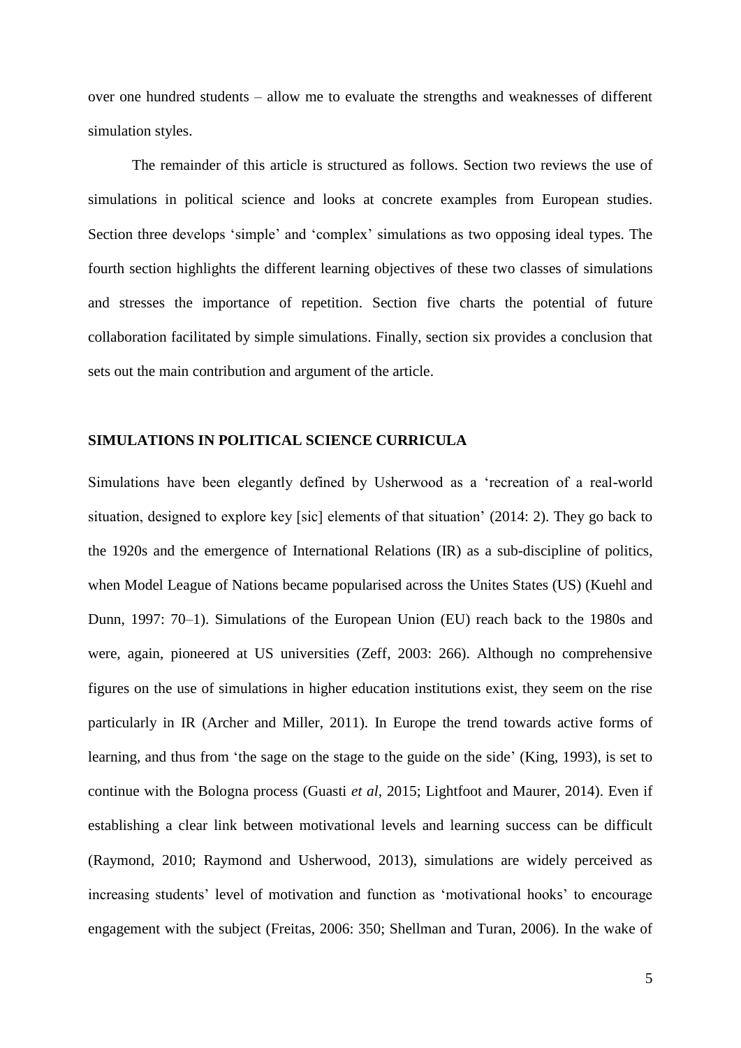over one hundred students – allow me to evaluate the strengths and weaknesses of different simulation styles.

The remainder of this article is structured as follows. Section two reviews the use of simulations in political science and looks at concrete examples from European studies. Section three develops 'simple' and 'complex' simulations as two opposing ideal types. The fourth section highlights the different learning objectives of these two classes of simulations and stresses the importance of repetition. Section five charts the potential of future collaboration facilitated by simple simulations. Finally, section six provides a conclusion that sets out the main contribution and argument of the article.

## SIMULATIONS IN POLITICAL SCIENCE CURRICULA

Simulations have been elegantly defined by Usherwood as a 'recreation of a real-world situation, designed to explore key [sic] elements of that situation' (2014: 2). They go back to the 1920s and the emergence of International Relations (IR) as a sub-discipline of politics, when Model League of Nations became popularised across the Unites States (US) (Kuehl and Dunn, 1997: 70–1). Simulations of the European Union (EU) reach back to the 1980s and were, again, pioneered at US universities (Zeff, 2003: 266). Although no comprehensive figures on the use of simulations in higher education institutions exist, they seem on the rise particularly in IR (Archer and Miller, 2011). In Europe the trend towards active forms of learning, and thus from 'the sage on the stage to the guide on the side' (King, 1993), is set to continue with the Bologna process (Guasti *et al*, 2015; Lightfoot and Maurer, 2014). Even if establishing a clear link between motivational levels and learning success can be difficult (Raymond, 2010; Raymond and Usherwood, 2013), simulations are widely perceived as increasing students' level of motivation and function as 'motivational hooks' to encourage engagement with the subject (Freitas, 2006: 350; Shellman and Turan, 2006). In the wake of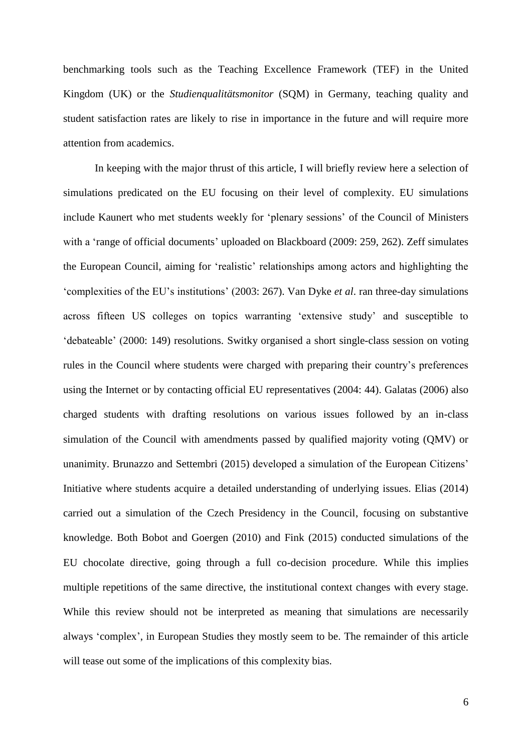benchmarking tools such as the Teaching Excellence Framework (TEF) in the United Kingdom (UK) or the *Studienqualitätsmonitor* (SQM) in Germany, teaching quality and student satisfaction rates are likely to rise in importance in the future and will require more attention from academics.

In keeping with the major thrust of this article, I will briefly review here a selection of simulations predicated on the EU focusing on their level of complexity. EU simulations include Kaunert who met students weekly for 'plenary sessions' of the Council of Ministers with a 'range of official documents' uploaded on Blackboard (2009: 259, 262). Zeff simulates the European Council, aiming for 'realistic' relationships among actors and highlighting the 'complexities of the EU's institutions' (2003: 267). Van Dyke *et al*. ran three-day simulations across fifteen US colleges on topics warranting 'extensive study' and susceptible to 'debateable' (2000: 149) resolutions. Switky organised a short single-class session on voting rules in the Council where students were charged with preparing their country's preferences using the Internet or by contacting official EU representatives (2004: 44). Galatas (2006) also charged students with drafting resolutions on various issues followed by an in-class simulation of the Council with amendments passed by qualified majority voting (QMV) or unanimity. Brunazzo and Settembri (2015) developed a simulation of the European Citizens' Initiative where students acquire a detailed understanding of underlying issues. Elias (2014) carried out a simulation of the Czech Presidency in the Council, focusing on substantive knowledge. Both Bobot and Goergen (2010) and Fink (2015) conducted simulations of the EU chocolate directive, going through a full co-decision procedure. While this implies multiple repetitions of the same directive, the institutional context changes with every stage. While this review should not be interpreted as meaning that simulations are necessarily always 'complex', in European Studies they mostly seem to be. The remainder of this article will tease out some of the implications of this complexity bias.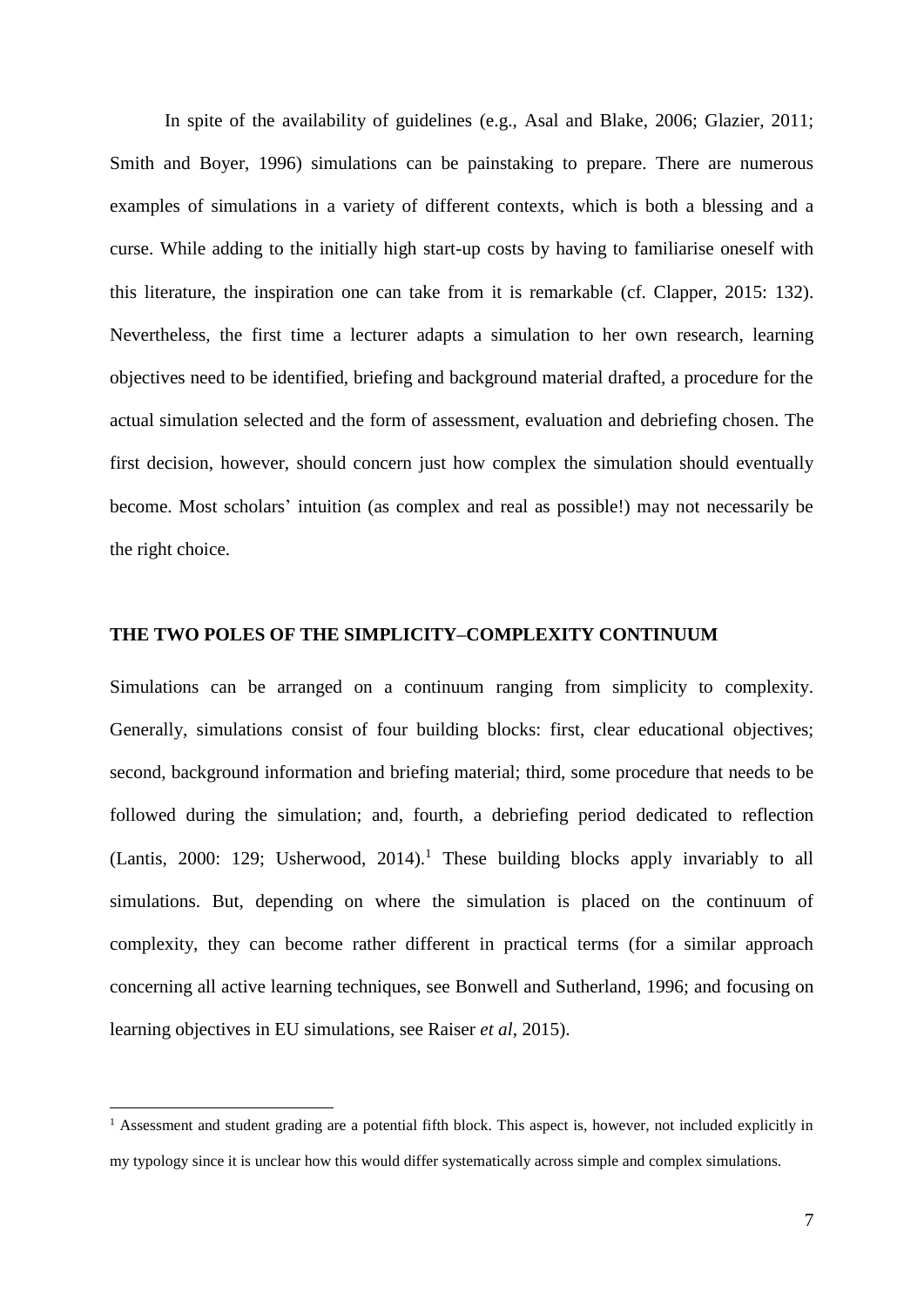In spite of the availability of guidelines (e.g., Asal and Blake, 2006; Glazier, 2011; Smith and Boyer, 1996) simulations can be painstaking to prepare. There are numerous examples of simulations in a variety of different contexts, which is both a blessing and a curse. While adding to the initially high start-up costs by having to familiarise oneself with this literature, the inspiration one can take from it is remarkable (cf. Clapper, 2015: 132). Nevertheless, the first time a lecturer adapts a simulation to her own research, learning objectives need to be identified, briefing and background material drafted, a procedure for the actual simulation selected and the form of assessment, evaluation and debriefing chosen. The first decision, however, should concern just how complex the simulation should eventually become. Most scholars' intuition (as complex and real as possible!) may not necessarily be the right choice.

## THE TWO POLES OF THE SIMPLICITY–COMPLEXITY CONTINUUM

Simulations can be arranged on a continuum ranging from simplicity to complexity. Generally, simulations consist of four building blocks: first, clear educational objectives; second, background information and briefing material; third, some procedure that needs to be followed during the simulation; and, fourth, a debriefing period dedicated to reflection (Lantis, 2000: 129; Usherwood, 2014).[1] These building blocks apply invariably to all simulations. But, depending on where the simulation is placed on the continuum of complexity, they can become rather different in practical terms (for a similar approach concerning all active learning techniques, see Bonwell and Sutherland, 1996; and focusing on learning objectives in EU simulations, see Raiser *et al*, 2015).

[1] Assessment and student grading are a potential fifth block. This aspect is, however, not included explicitly in my typology since it is unclear how this would differ systematically across simple and complex simulations.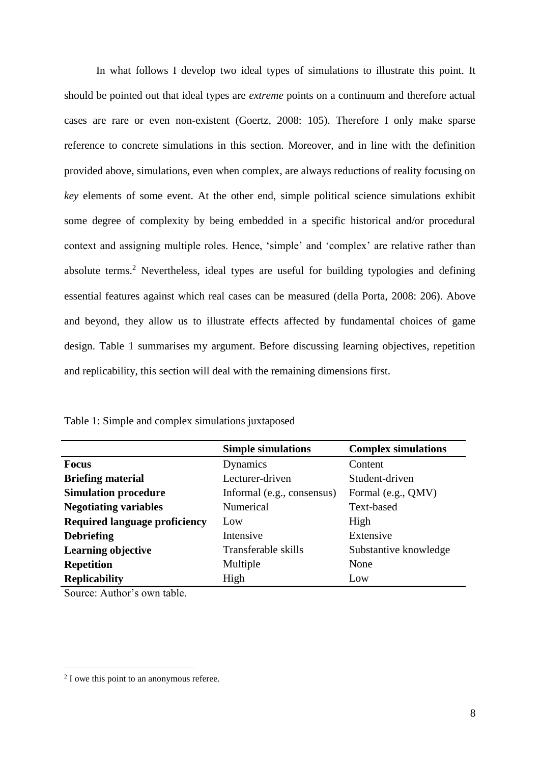In what follows I develop two ideal types of simulations to illustrate this point. It should be pointed out that ideal types are *extreme* points on a continuum and therefore actual cases are rare or even non-existent (Goertz, 2008: 105). Therefore I only make sparse reference to concrete simulations in this section. Moreover, and in line with the definition provided above, simulations, even when complex, are always reductions of reality focusing on *key* elements of some event. At the other end, simple political science simulations exhibit some degree of complexity by being embedded in a specific historical and/or procedural context and assigning multiple roles. Hence, 'simple' and 'complex' are relative rather than absolute terms.[2] Nevertheless, ideal types are useful for building typologies and defining essential features against which real cases can be measured (della Porta, 2008: 206). Above and beyond, they allow us to illustrate effects affected by fundamental choices of game design. Table 1 summarises my argument. Before discussing learning objectives, repetition and replicability, this section will deal with the remaining dimensions first.

Table 1: Simple and complex simulations juxtaposed

| | **Simple simulations** | **Complex simulations** |
|---|---|---|
| **Focus** | Dynamics | Content |
| **Briefing material** | Lecturer-driven | Student-driven |
| **Simulation procedure** | Informal (e.g., consensus) | Formal (e.g., QMV) |
| **Negotiating variables** | Numerical | Text-based |
| **Required language proficiency** | Low | High |
| **Debriefing** | Intensive | Extensive |
| **Learning objective** | Transferable skills | Substantive knowledge |
| **Repetition** | Multiple | None |
| **Replicability** | High | Low |

Source: Author's own table.

[2] I owe this point to an anonymous referee.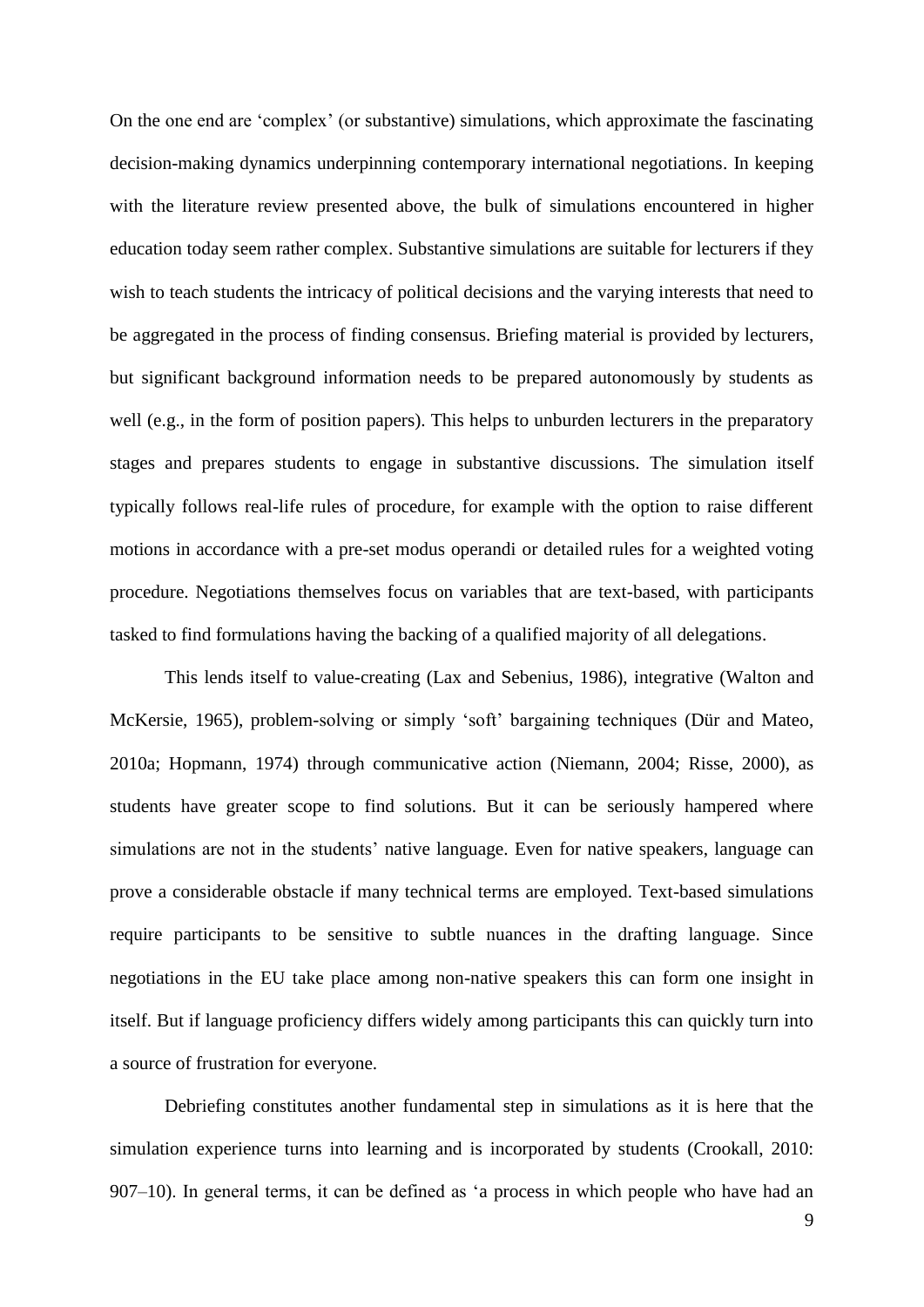On the one end are 'complex' (or substantive) simulations, which approximate the fascinating decision-making dynamics underpinning contemporary international negotiations. In keeping with the literature review presented above, the bulk of simulations encountered in higher education today seem rather complex. Substantive simulations are suitable for lecturers if they wish to teach students the intricacy of political decisions and the varying interests that need to be aggregated in the process of finding consensus. Briefing material is provided by lecturers, but significant background information needs to be prepared autonomously by students as well (e.g., in the form of position papers). This helps to unburden lecturers in the preparatory stages and prepares students to engage in substantive discussions. The simulation itself typically follows real-life rules of procedure, for example with the option to raise different motions in accordance with a pre-set modus operandi or detailed rules for a weighted voting procedure. Negotiations themselves focus on variables that are text-based, with participants tasked to find formulations having the backing of a qualified majority of all delegations.

This lends itself to value-creating (Lax and Sebenius, 1986), integrative (Walton and McKersie, 1965), problem-solving or simply 'soft' bargaining techniques (Dür and Mateo, 2010a; Hopmann, 1974) through communicative action (Niemann, 2004; Risse, 2000), as students have greater scope to find solutions. But it can be seriously hampered where simulations are not in the students' native language. Even for native speakers, language can prove a considerable obstacle if many technical terms are employed. Text-based simulations require participants to be sensitive to subtle nuances in the drafting language. Since negotiations in the EU take place among non-native speakers this can form one insight in itself. But if language proficiency differs widely among participants this can quickly turn into a source of frustration for everyone.

Debriefing constitutes another fundamental step in simulations as it is here that the simulation experience turns into learning and is incorporated by students (Crookall, 2010: 907–10). In general terms, it can be defined as 'a process in which people who have had an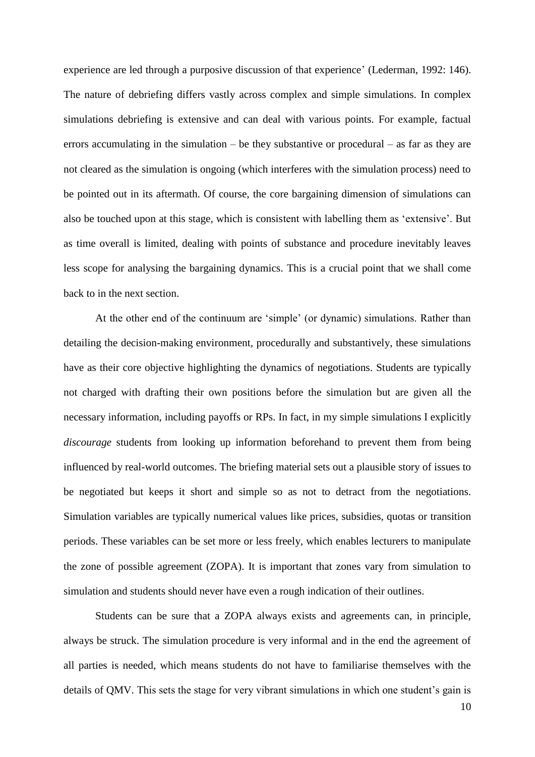experience are led through a purposive discussion of that experience' (Lederman, 1992: 146). The nature of debriefing differs vastly across complex and simple simulations. In complex simulations debriefing is extensive and can deal with various points. For example, factual errors accumulating in the simulation – be they substantive or procedural – as far as they are not cleared as the simulation is ongoing (which interferes with the simulation process) need to be pointed out in its aftermath. Of course, the core bargaining dimension of simulations can also be touched upon at this stage, which is consistent with labelling them as 'extensive'. But as time overall is limited, dealing with points of substance and procedure inevitably leaves less scope for analysing the bargaining dynamics. This is a crucial point that we shall come back to in the next section.

At the other end of the continuum are 'simple' (or dynamic) simulations. Rather than detailing the decision-making environment, procedurally and substantively, these simulations have as their core objective highlighting the dynamics of negotiations. Students are typically not charged with drafting their own positions before the simulation but are given all the necessary information, including payoffs or RPs. In fact, in my simple simulations I explicitly *discourage* students from looking up information beforehand to prevent them from being influenced by real-world outcomes. The briefing material sets out a plausible story of issues to be negotiated but keeps it short and simple so as not to detract from the negotiations. Simulation variables are typically numerical values like prices, subsidies, quotas or transition periods. These variables can be set more or less freely, which enables lecturers to manipulate the zone of possible agreement (ZOPA). It is important that zones vary from simulation to simulation and students should never have even a rough indication of their outlines.

Students can be sure that a ZOPA always exists and agreements can, in principle, always be struck. The simulation procedure is very informal and in the end the agreement of all parties is needed, which means students do not have to familiarise themselves with the details of QMV. This sets the stage for very vibrant simulations in which one student's gain is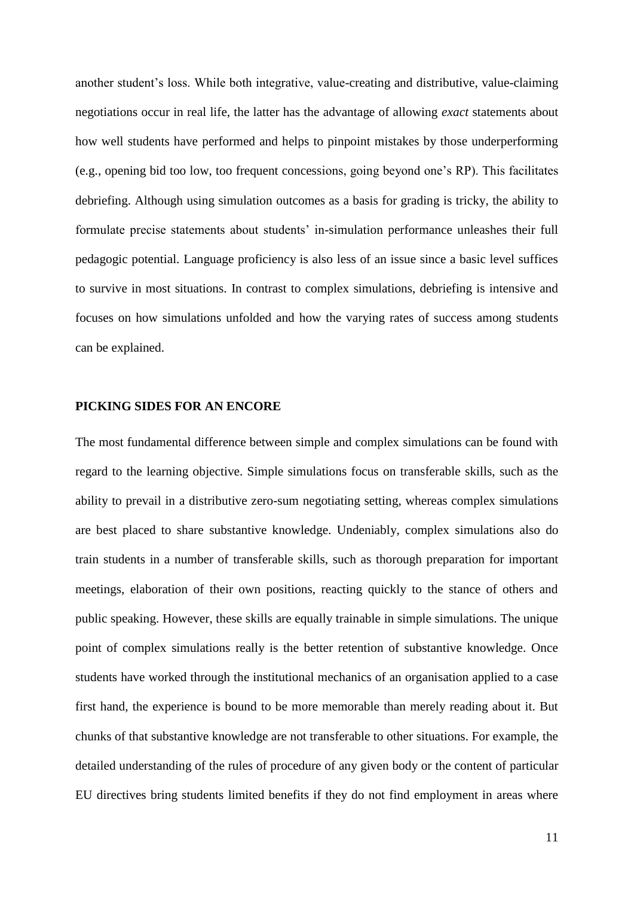another student's loss. While both integrative, value-creating and distributive, value-claiming negotiations occur in real life, the latter has the advantage of allowing *exact* statements about how well students have performed and helps to pinpoint mistakes by those underperforming (e.g., opening bid too low, too frequent concessions, going beyond one's RP). This facilitates debriefing. Although using simulation outcomes as a basis for grading is tricky, the ability to formulate precise statements about students' in-simulation performance unleashes their full pedagogic potential. Language proficiency is also less of an issue since a basic level suffices to survive in most situations. In contrast to complex simulations, debriefing is intensive and focuses on how simulations unfolded and how the varying rates of success among students can be explained.

## PICKING SIDES FOR AN ENCORE

The most fundamental difference between simple and complex simulations can be found with regard to the learning objective. Simple simulations focus on transferable skills, such as the ability to prevail in a distributive zero-sum negotiating setting, whereas complex simulations are best placed to share substantive knowledge. Undeniably, complex simulations also do train students in a number of transferable skills, such as thorough preparation for important meetings, elaboration of their own positions, reacting quickly to the stance of others and public speaking. However, these skills are equally trainable in simple simulations. The unique point of complex simulations really is the better retention of substantive knowledge. Once students have worked through the institutional mechanics of an organisation applied to a case first hand, the experience is bound to be more memorable than merely reading about it. But chunks of that substantive knowledge are not transferable to other situations. For example, the detailed understanding of the rules of procedure of any given body or the content of particular EU directives bring students limited benefits if they do not find employment in areas where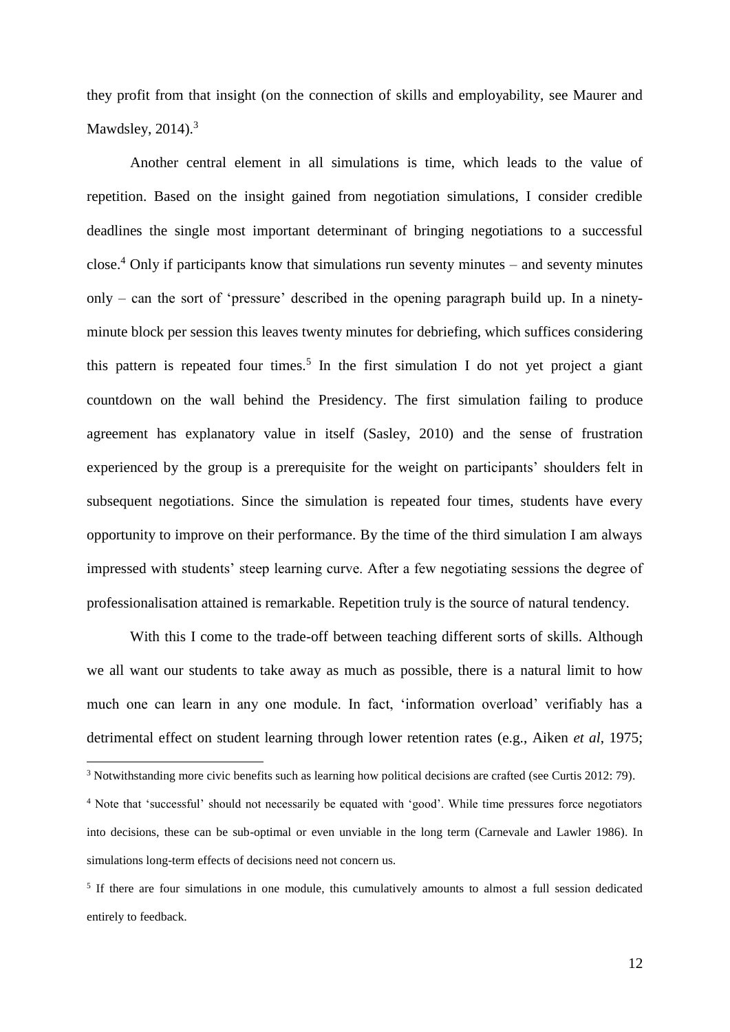they profit from that insight (on the connection of skills and employability, see Maurer and Mawdsley, 2014).[3]

Another central element in all simulations is time, which leads to the value of repetition. Based on the insight gained from negotiation simulations, I consider credible deadlines the single most important determinant of bringing negotiations to a successful close.[4] Only if participants know that simulations run seventy minutes – and seventy minutes only – can the sort of 'pressure' described in the opening paragraph build up. In a ninety-minute block per session this leaves twenty minutes for debriefing, which suffices considering this pattern is repeated four times.[5] In the first simulation I do not yet project a giant countdown on the wall behind the Presidency. The first simulation failing to produce agreement has explanatory value in itself (Sasley, 2010) and the sense of frustration experienced by the group is a prerequisite for the weight on participants' shoulders felt in subsequent negotiations. Since the simulation is repeated four times, students have every opportunity to improve on their performance. By the time of the third simulation I am always impressed with students' steep learning curve. After a few negotiating sessions the degree of professionalisation attained is remarkable. Repetition truly is the source of natural tendency.

With this I come to the trade-off between teaching different sorts of skills. Although we all want our students to take away as much as possible, there is a natural limit to how much one can learn in any one module. In fact, 'information overload' verifiably has a detrimental effect on student learning through lower retention rates (e.g., Aiken *et al*, 1975;

[3] Notwithstanding more civic benefits such as learning how political decisions are crafted (see Curtis 2012: 79).

[4] Note that 'successful' should not necessarily be equated with 'good'. While time pressures force negotiators into decisions, these can be sub-optimal or even unviable in the long term (Carnevale and Lawler 1986). In simulations long-term effects of decisions need not concern us.

[5] If there are four simulations in one module, this cumulatively amounts to almost a full session dedicated entirely to feedback.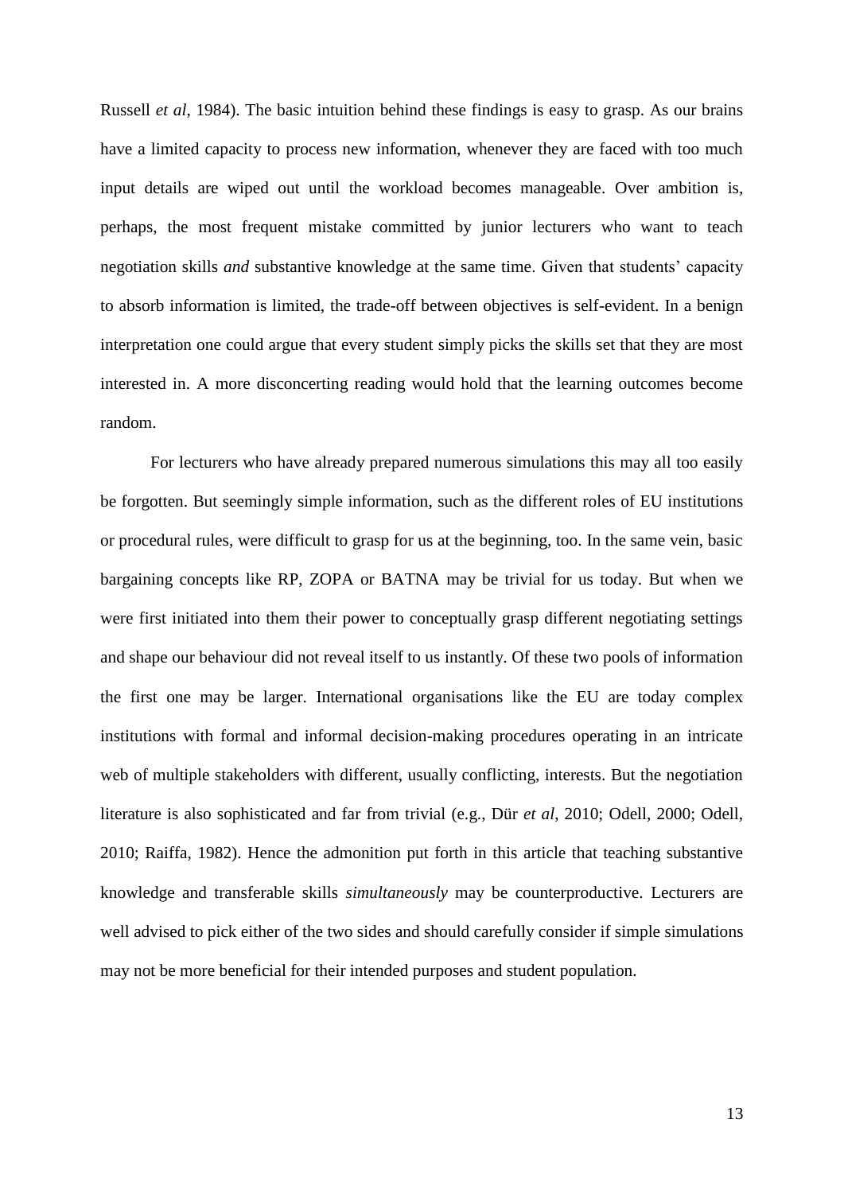Russell *et al*, 1984). The basic intuition behind these findings is easy to grasp. As our brains have a limited capacity to process new information, whenever they are faced with too much input details are wiped out until the workload becomes manageable. Over ambition is, perhaps, the most frequent mistake committed by junior lecturers who want to teach negotiation skills *and* substantive knowledge at the same time. Given that students' capacity to absorb information is limited, the trade-off between objectives is self-evident. In a benign interpretation one could argue that every student simply picks the skills set that they are most interested in. A more disconcerting reading would hold that the learning outcomes become random.

For lecturers who have already prepared numerous simulations this may all too easily be forgotten. But seemingly simple information, such as the different roles of EU institutions or procedural rules, were difficult to grasp for us at the beginning, too. In the same vein, basic bargaining concepts like RP, ZOPA or BATNA may be trivial for us today. But when we were first initiated into them their power to conceptually grasp different negotiating settings and shape our behaviour did not reveal itself to us instantly. Of these two pools of information the first one may be larger. International organisations like the EU are today complex institutions with formal and informal decision-making procedures operating in an intricate web of multiple stakeholders with different, usually conflicting, interests. But the negotiation literature is also sophisticated and far from trivial (e.g., Dür *et al*, 2010; Odell, 2000; Odell, 2010; Raiffa, 1982). Hence the admonition put forth in this article that teaching substantive knowledge and transferable skills *simultaneously* may be counterproductive. Lecturers are well advised to pick either of the two sides and should carefully consider if simple simulations may not be more beneficial for their intended purposes and student population.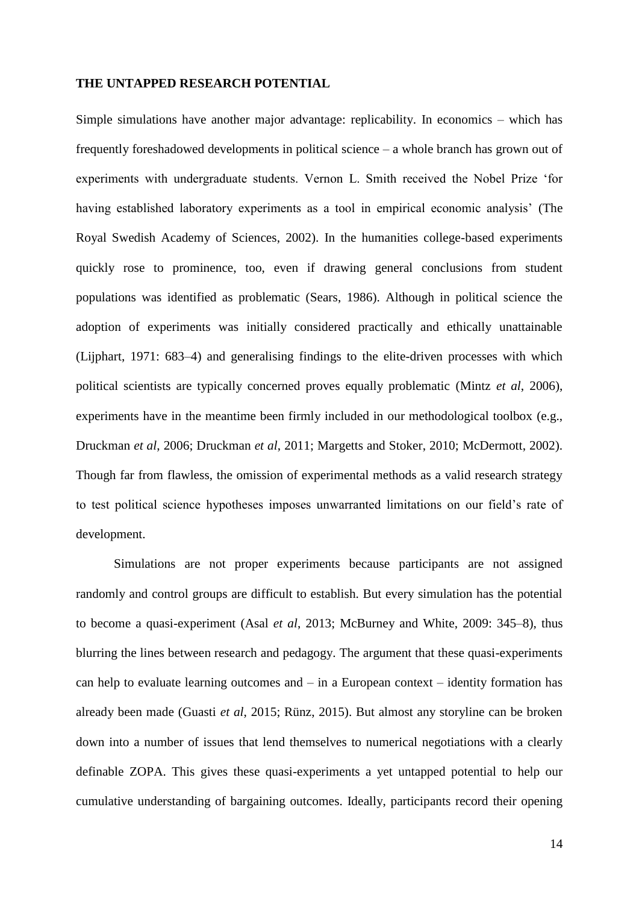## THE UNTAPPED RESEARCH POTENTIAL

Simple simulations have another major advantage: replicability. In economics – which has frequently foreshadowed developments in political science – a whole branch has grown out of experiments with undergraduate students. Vernon L. Smith received the Nobel Prize 'for having established laboratory experiments as a tool in empirical economic analysis' (The Royal Swedish Academy of Sciences, 2002). In the humanities college-based experiments quickly rose to prominence, too, even if drawing general conclusions from student populations was identified as problematic (Sears, 1986). Although in political science the adoption of experiments was initially considered practically and ethically unattainable (Lijphart, 1971: 683–4) and generalising findings to the elite-driven processes with which political scientists are typically concerned proves equally problematic (Mintz *et al*, 2006), experiments have in the meantime been firmly included in our methodological toolbox (e.g., Druckman *et al*, 2006; Druckman *et al*, 2011; Margetts and Stoker, 2010; McDermott, 2002). Though far from flawless, the omission of experimental methods as a valid research strategy to test political science hypotheses imposes unwarranted limitations on our field's rate of development.

Simulations are not proper experiments because participants are not assigned randomly and control groups are difficult to establish. But every simulation has the potential to become a quasi-experiment (Asal *et al*, 2013; McBurney and White, 2009: 345–8), thus blurring the lines between research and pedagogy. The argument that these quasi-experiments can help to evaluate learning outcomes and – in a European context – identity formation has already been made (Guasti *et al*, 2015; Rünz, 2015). But almost any storyline can be broken down into a number of issues that lend themselves to numerical negotiations with a clearly definable ZOPA. This gives these quasi-experiments a yet untapped potential to help our cumulative understanding of bargaining outcomes. Ideally, participants record their opening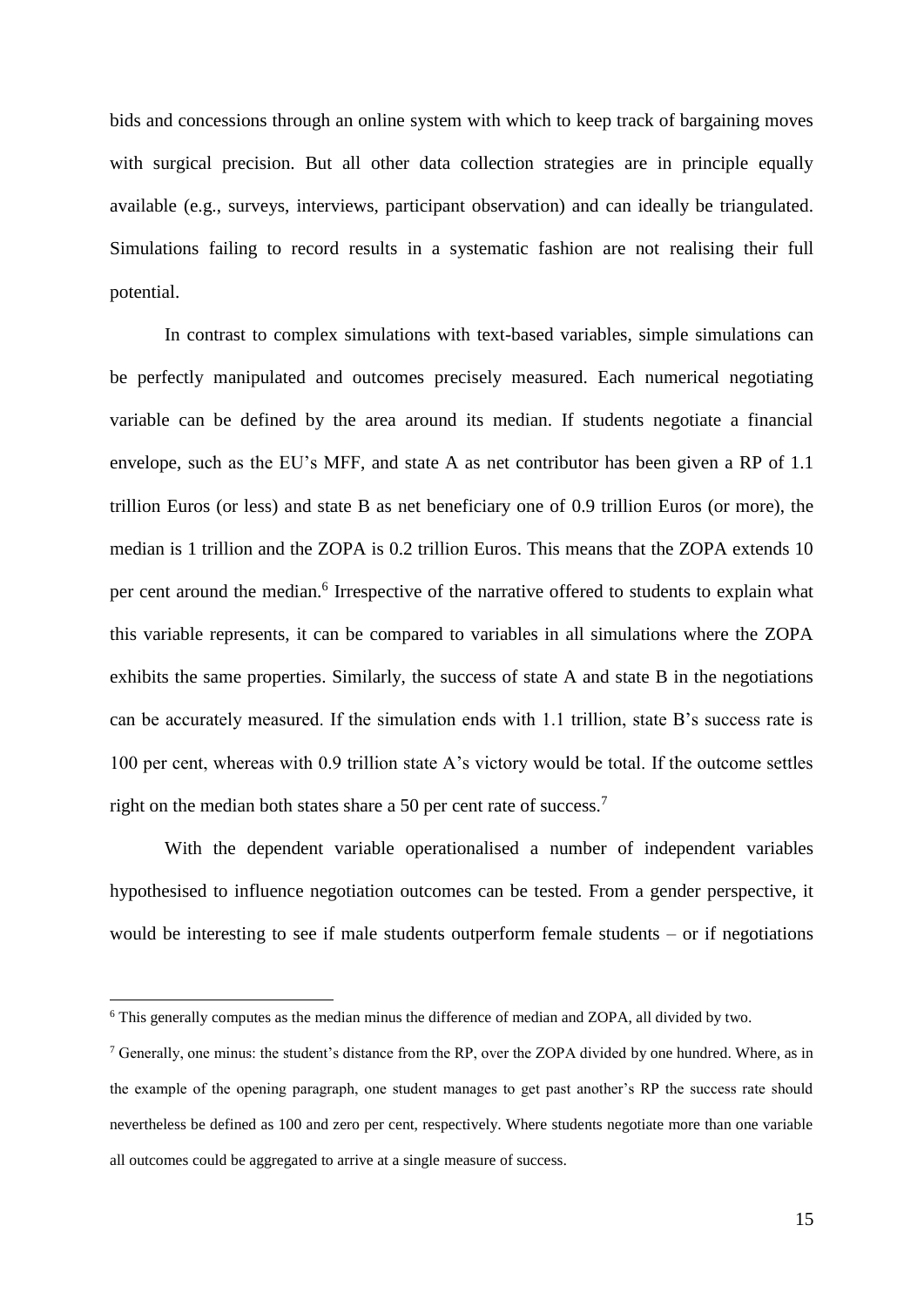bids and concessions through an online system with which to keep track of bargaining moves with surgical precision. But all other data collection strategies are in principle equally available (e.g., surveys, interviews, participant observation) and can ideally be triangulated. Simulations failing to record results in a systematic fashion are not realising their full potential.

In contrast to complex simulations with text-based variables, simple simulations can be perfectly manipulated and outcomes precisely measured. Each numerical negotiating variable can be defined by the area around its median. If students negotiate a financial envelope, such as the EU's MFF, and state A as net contributor has been given a RP of 1.1 trillion Euros (or less) and state B as net beneficiary one of 0.9 trillion Euros (or more), the median is 1 trillion and the ZOPA is 0.2 trillion Euros. This means that the ZOPA extends 10 per cent around the median.[6] Irrespective of the narrative offered to students to explain what this variable represents, it can be compared to variables in all simulations where the ZOPA exhibits the same properties. Similarly, the success of state A and state B in the negotiations can be accurately measured. If the simulation ends with 1.1 trillion, state B's success rate is 100 per cent, whereas with 0.9 trillion state A's victory would be total. If the outcome settles right on the median both states share a 50 per cent rate of success.[7]

With the dependent variable operationalised a number of independent variables hypothesised to influence negotiation outcomes can be tested. From a gender perspective, it would be interesting to see if male students outperform female students – or if negotiations

---

[6] This generally computes as the median minus the difference of median and ZOPA, all divided by two.

[7] Generally, one minus: the student's distance from the RP, over the ZOPA divided by one hundred. Where, as in the example of the opening paragraph, one student manages to get past another's RP the success rate should nevertheless be defined as 100 and zero per cent, respectively. Where students negotiate more than one variable all outcomes could be aggregated to arrive at a single measure of success.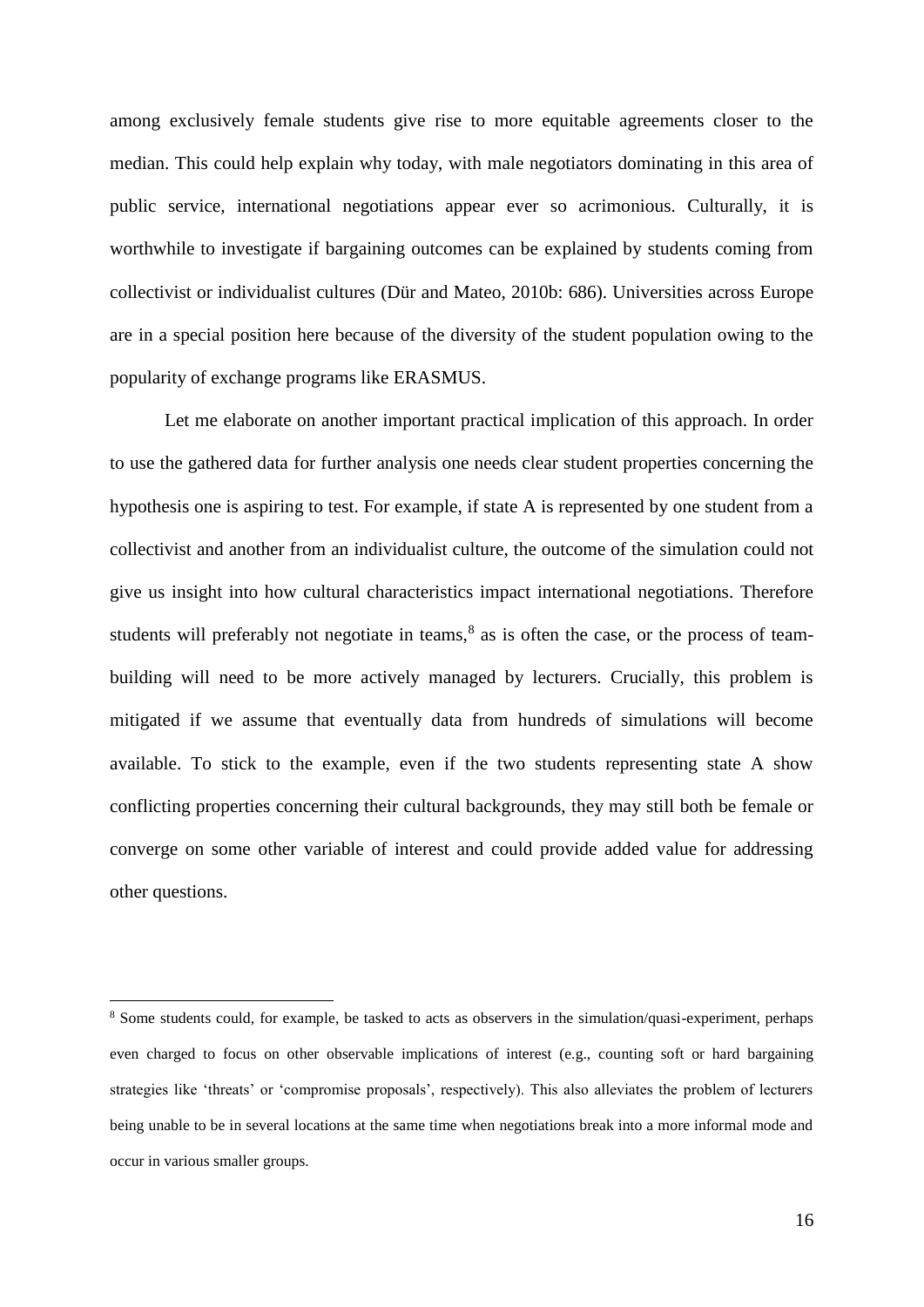among exclusively female students give rise to more equitable agreements closer to the median. This could help explain why today, with male negotiators dominating in this area of public service, international negotiations appear ever so acrimonious. Culturally, it is worthwhile to investigate if bargaining outcomes can be explained by students coming from collectivist or individualist cultures (Dür and Mateo, 2010b: 686). Universities across Europe are in a special position here because of the diversity of the student population owing to the popularity of exchange programs like ERASMUS.

Let me elaborate on another important practical implication of this approach. In order to use the gathered data for further analysis one needs clear student properties concerning the hypothesis one is aspiring to test. For example, if state A is represented by one student from a collectivist and another from an individualist culture, the outcome of the simulation could not give us insight into how cultural characteristics impact international negotiations. Therefore students will preferably not negotiate in teams,[8] as is often the case, or the process of team-building will need to be more actively managed by lecturers. Crucially, this problem is mitigated if we assume that eventually data from hundreds of simulations will become available. To stick to the example, even if the two students representing state A show conflicting properties concerning their cultural backgrounds, they may still both be female or converge on some other variable of interest and could provide added value for addressing other questions.

[8] Some students could, for example, be tasked to acts as observers in the simulation/quasi-experiment, perhaps even charged to focus on other observable implications of interest (e.g., counting soft or hard bargaining strategies like 'threats' or 'compromise proposals', respectively). This also alleviates the problem of lecturers being unable to be in several locations at the same time when negotiations break into a more informal mode and occur in various smaller groups.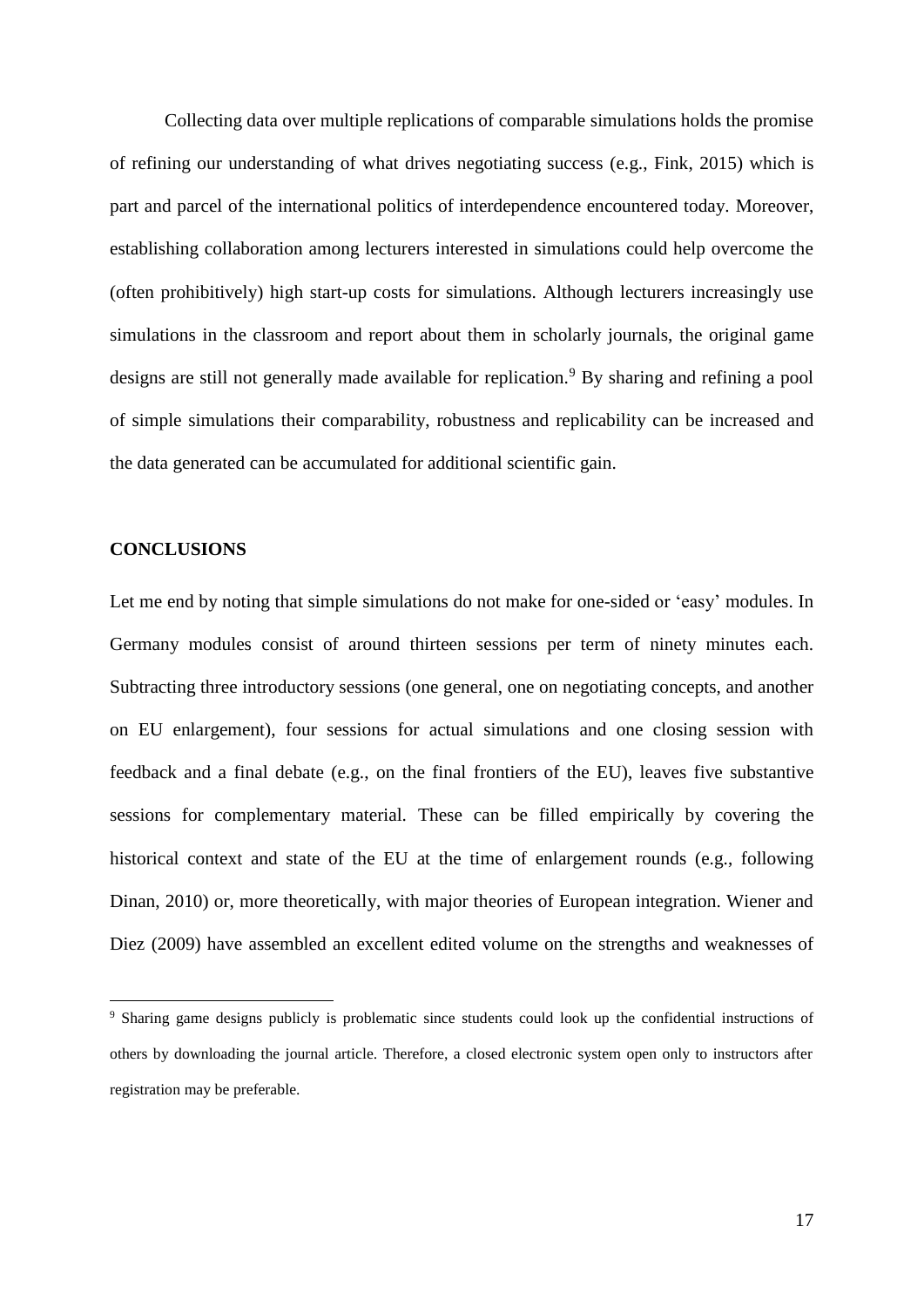Collecting data over multiple replications of comparable simulations holds the promise of refining our understanding of what drives negotiating success (e.g., Fink, 2015) which is part and parcel of the international politics of interdependence encountered today. Moreover, establishing collaboration among lecturers interested in simulations could help overcome the (often prohibitively) high start-up costs for simulations. Although lecturers increasingly use simulations in the classroom and report about them in scholarly journals, the original game designs are still not generally made available for replication.[9] By sharing and refining a pool of simple simulations their comparability, robustness and replicability can be increased and the data generated can be accumulated for additional scientific gain.

## CONCLUSIONS

Let me end by noting that simple simulations do not make for one-sided or 'easy' modules. In Germany modules consist of around thirteen sessions per term of ninety minutes each. Subtracting three introductory sessions (one general, one on negotiating concepts, and another on EU enlargement), four sessions for actual simulations and one closing session with feedback and a final debate (e.g., on the final frontiers of the EU), leaves five substantive sessions for complementary material. These can be filled empirically by covering the historical context and state of the EU at the time of enlargement rounds (e.g., following Dinan, 2010) or, more theoretically, with major theories of European integration. Wiener and Diez (2009) have assembled an excellent edited volume on the strengths and weaknesses of

[9] Sharing game designs publicly is problematic since students could look up the confidential instructions of others by downloading the journal article. Therefore, a closed electronic system open only to instructors after registration may be preferable.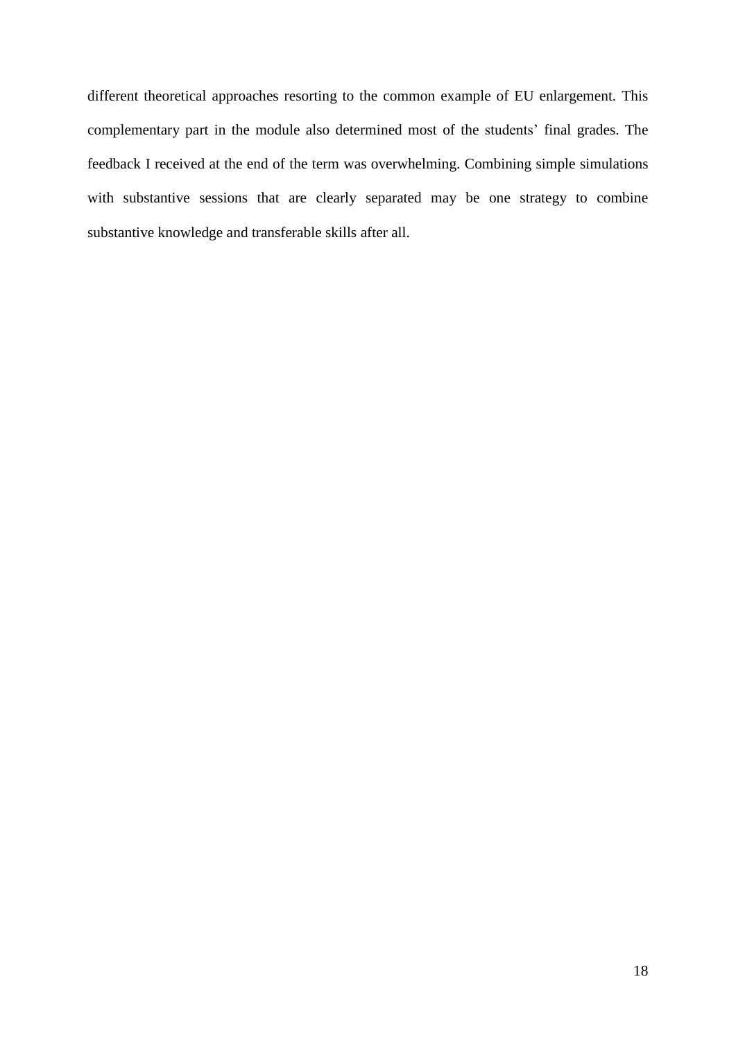different theoretical approaches resorting to the common example of EU enlargement. This complementary part in the module also determined most of the students' final grades. The feedback I received at the end of the term was overwhelming. Combining simple simulations with substantive sessions that are clearly separated may be one strategy to combine substantive knowledge and transferable skills after all.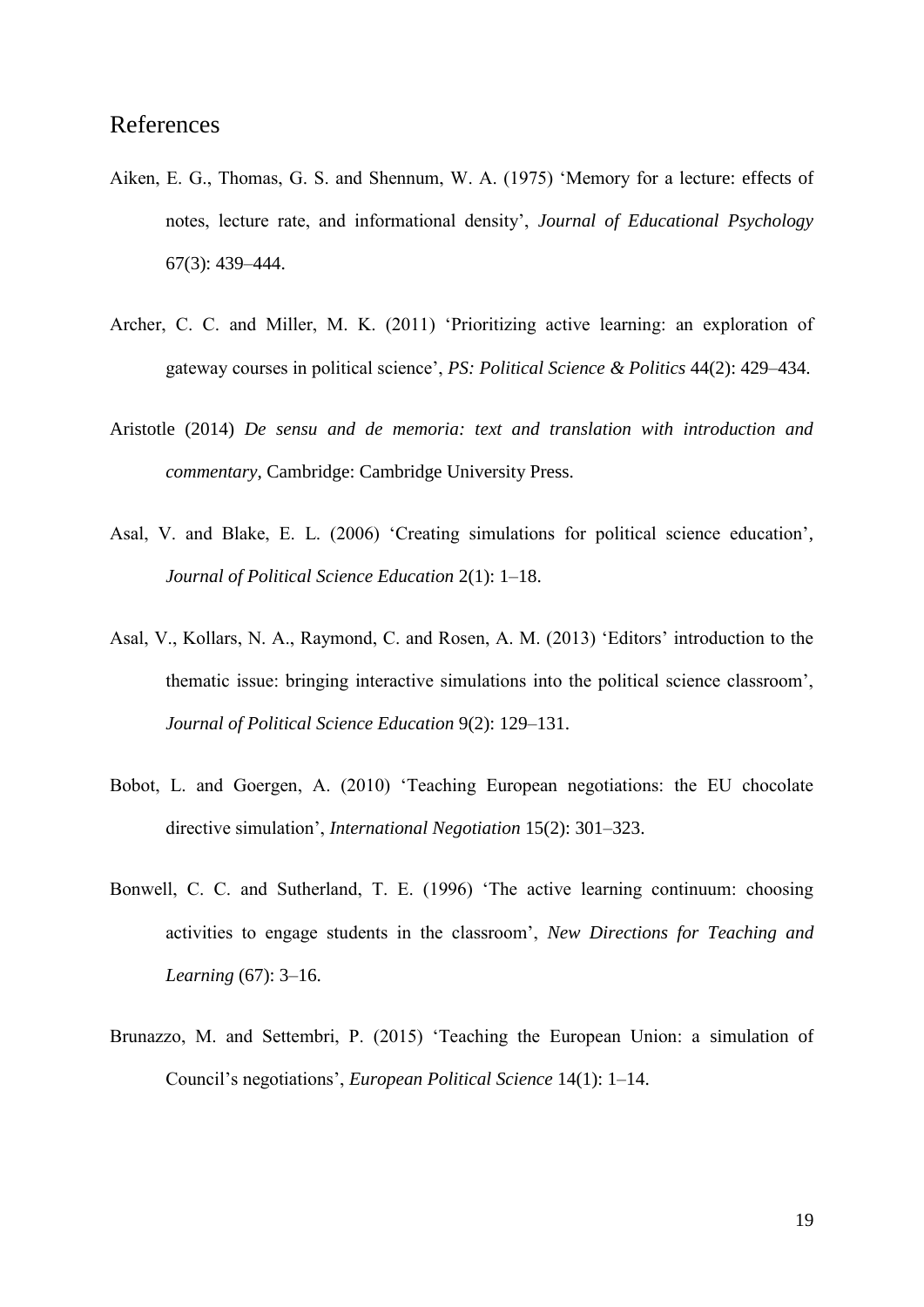## References

Aiken, E. G., Thomas, G. S. and Shennum, W. A. (1975) 'Memory for a lecture: effects of notes, lecture rate, and informational density', *Journal of Educational Psychology* 67(3): 439–444.

Archer, C. C. and Miller, M. K. (2011) 'Prioritizing active learning: an exploration of gateway courses in political science', *PS: Political Science & Politics* 44(2): 429–434.

Aristotle (2014) *De sensu and de memoria: text and translation with introduction and commentary,* Cambridge: Cambridge University Press.

Asal, V. and Blake, E. L. (2006) 'Creating simulations for political science education', *Journal of Political Science Education* 2(1): 1–18.

Asal, V., Kollars, N. A., Raymond, C. and Rosen, A. M. (2013) 'Editors' introduction to the thematic issue: bringing interactive simulations into the political science classroom', *Journal of Political Science Education* 9(2): 129–131.

Bobot, L. and Goergen, A. (2010) 'Teaching European negotiations: the EU chocolate directive simulation', *International Negotiation* 15(2): 301–323.

Bonwell, C. C. and Sutherland, T. E. (1996) 'The active learning continuum: choosing activities to engage students in the classroom', *New Directions for Teaching and Learning* (67): 3–16.

Brunazzo, M. and Settembri, P. (2015) 'Teaching the European Union: a simulation of Council's negotiations', *European Political Science* 14(1): 1–14.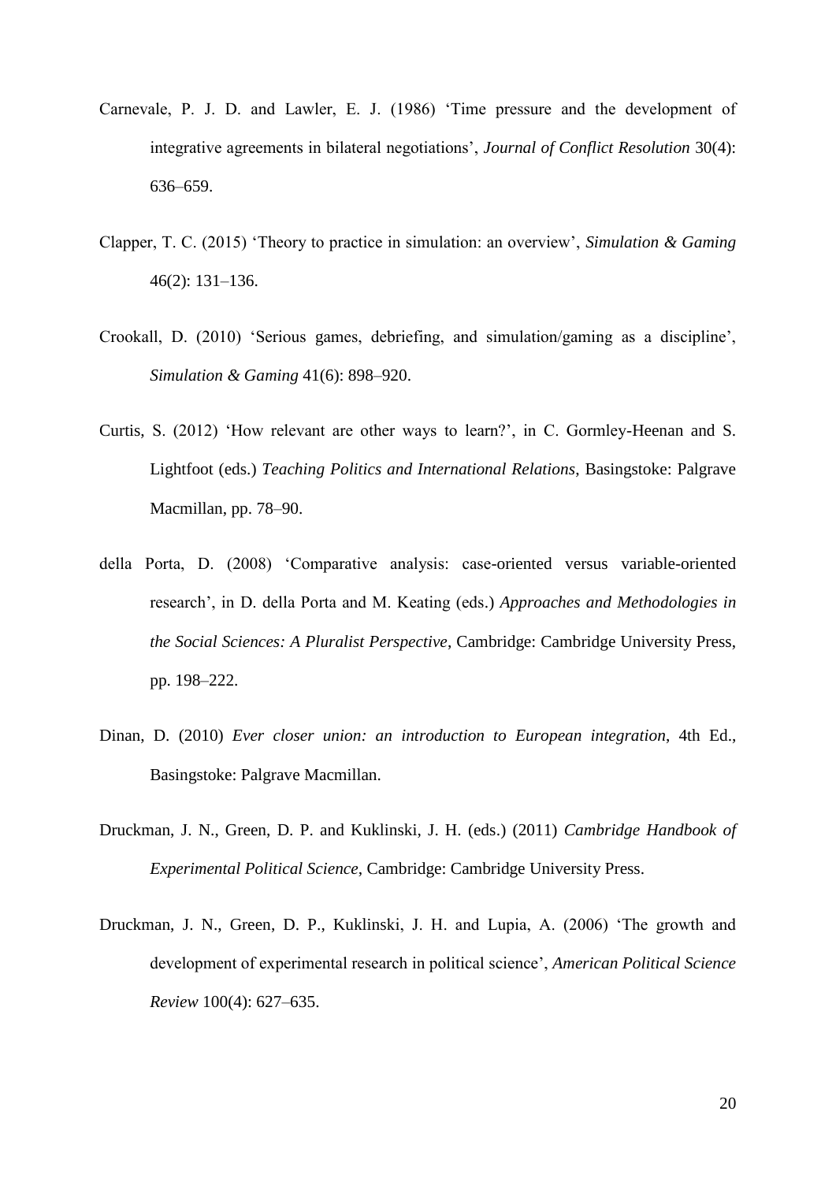Carnevale, P. J. D. and Lawler, E. J. (1986) 'Time pressure and the development of integrative agreements in bilateral negotiations', *Journal of Conflict Resolution* 30(4): 636–659.

Clapper, T. C. (2015) 'Theory to practice in simulation: an overview', *Simulation & Gaming* 46(2): 131–136.

Crookall, D. (2010) 'Serious games, debriefing, and simulation/gaming as a discipline', *Simulation & Gaming* 41(6): 898–920.

Curtis, S. (2012) 'How relevant are other ways to learn?', in C. Gormley-Heenan and S. Lightfoot (eds.) *Teaching Politics and International Relations*, Basingstoke: Palgrave Macmillan, pp. 78–90.

della Porta, D. (2008) 'Comparative analysis: case-oriented versus variable-oriented research', in D. della Porta and M. Keating (eds.) *Approaches and Methodologies in the Social Sciences: A Pluralist Perspective*, Cambridge: Cambridge University Press, pp. 198–222.

Dinan, D. (2010) *Ever closer union: an introduction to European integration*, 4th Ed., Basingstoke: Palgrave Macmillan.

Druckman, J. N., Green, D. P. and Kuklinski, J. H. (eds.) (2011) *Cambridge Handbook of Experimental Political Science*, Cambridge: Cambridge University Press.

Druckman, J. N., Green, D. P., Kuklinski, J. H. and Lupia, A. (2006) 'The growth and development of experimental research in political science', *American Political Science Review* 100(4): 627–635.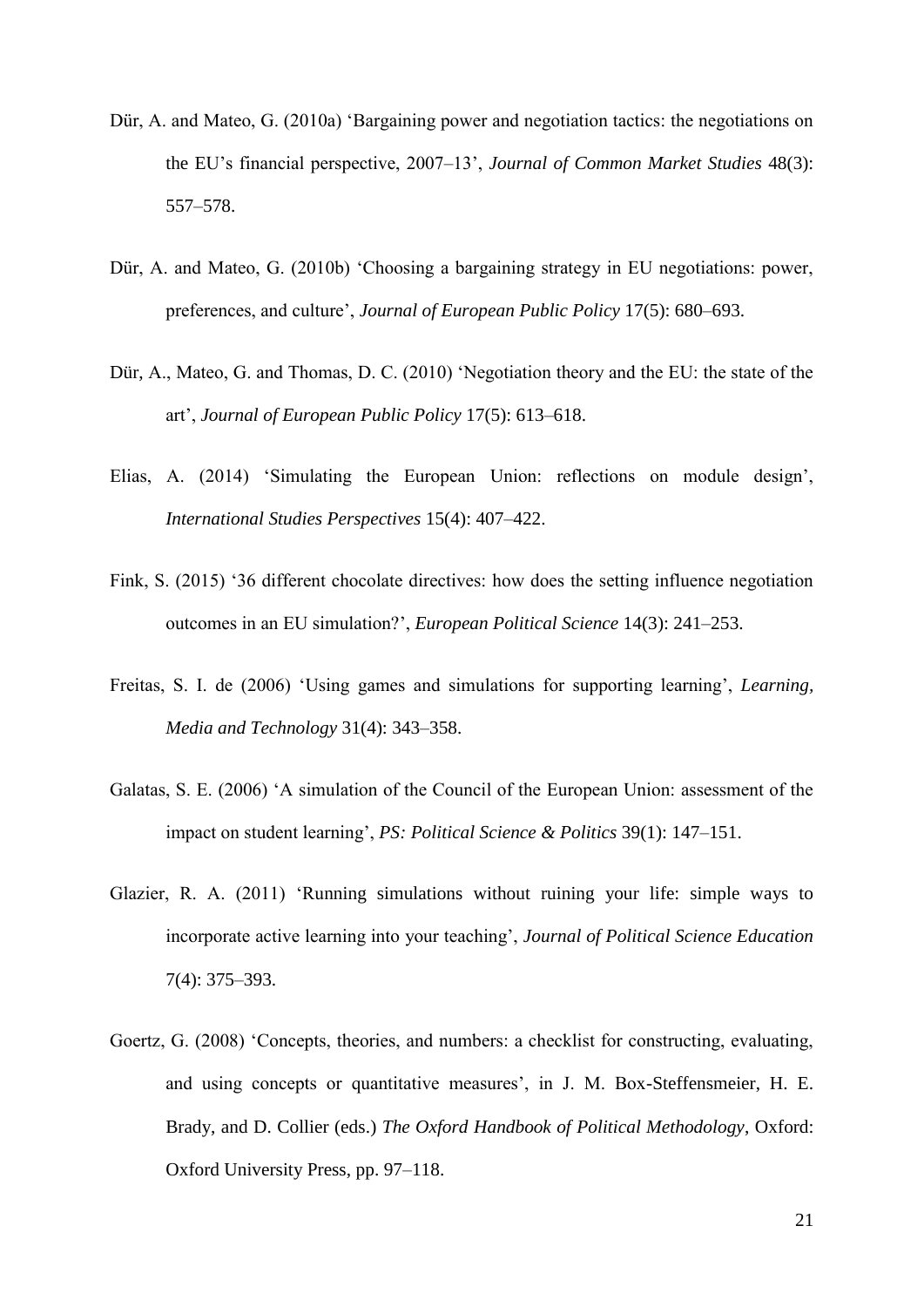Dür, A. and Mateo, G. (2010a) 'Bargaining power and negotiation tactics: the negotiations on the EU's financial perspective, 2007–13', *Journal of Common Market Studies* 48(3): 557–578.

Dür, A. and Mateo, G. (2010b) 'Choosing a bargaining strategy in EU negotiations: power, preferences, and culture', *Journal of European Public Policy* 17(5): 680–693.

Dür, A., Mateo, G. and Thomas, D. C. (2010) 'Negotiation theory and the EU: the state of the art', *Journal of European Public Policy* 17(5): 613–618.

Elias, A. (2014) 'Simulating the European Union: reflections on module design', *International Studies Perspectives* 15(4): 407–422.

Fink, S. (2015) '36 different chocolate directives: how does the setting influence negotiation outcomes in an EU simulation?', *European Political Science* 14(3): 241–253.

Freitas, S. I. de (2006) 'Using games and simulations for supporting learning', *Learning, Media and Technology* 31(4): 343–358.

Galatas, S. E. (2006) 'A simulation of the Council of the European Union: assessment of the impact on student learning', *PS: Political Science & Politics* 39(1): 147–151.

Glazier, R. A. (2011) 'Running simulations without ruining your life: simple ways to incorporate active learning into your teaching', *Journal of Political Science Education* 7(4): 375–393.

Goertz, G. (2008) 'Concepts, theories, and numbers: a checklist for constructing, evaluating, and using concepts or quantitative measures', in J. M. Box-Steffensmeier, H. E. Brady, and D. Collier (eds.) *The Oxford Handbook of Political Methodology*, Oxford: Oxford University Press, pp. 97–118.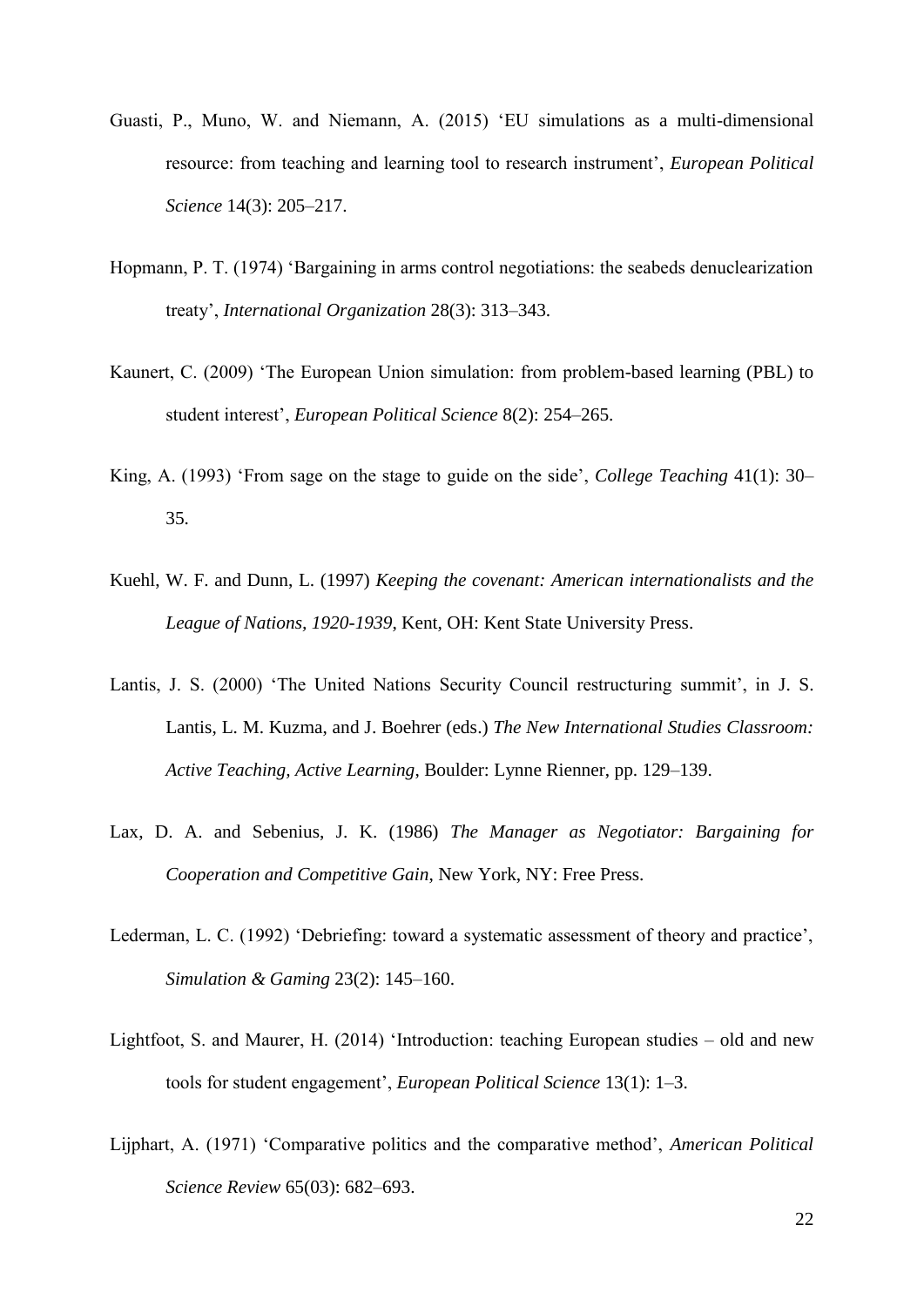Guasti, P., Muno, W. and Niemann, A. (2015) 'EU simulations as a multi-dimensional resource: from teaching and learning tool to research instrument', *European Political Science* 14(3): 205–217.

Hopmann, P. T. (1974) 'Bargaining in arms control negotiations: the seabeds denuclearization treaty', *International Organization* 28(3): 313–343.

Kaunert, C. (2009) 'The European Union simulation: from problem-based learning (PBL) to student interest', *European Political Science* 8(2): 254–265.

King, A. (1993) 'From sage on the stage to guide on the side', *College Teaching* 41(1): 30–35.

Kuehl, W. F. and Dunn, L. (1997) *Keeping the covenant: American internationalists and the League of Nations, 1920-1939*, Kent, OH: Kent State University Press.

Lantis, J. S. (2000) 'The United Nations Security Council restructuring summit', in J. S. Lantis, L. M. Kuzma, and J. Boehrer (eds.) *The New International Studies Classroom: Active Teaching, Active Learning*, Boulder: Lynne Rienner, pp. 129–139.

Lax, D. A. and Sebenius, J. K. (1986) *The Manager as Negotiator: Bargaining for Cooperation and Competitive Gain*, New York, NY: Free Press.

Lederman, L. C. (1992) 'Debriefing: toward a systematic assessment of theory and practice', *Simulation & Gaming* 23(2): 145–160.

Lightfoot, S. and Maurer, H. (2014) 'Introduction: teaching European studies – old and new tools for student engagement', *European Political Science* 13(1): 1–3.

Lijphart, A. (1971) 'Comparative politics and the comparative method', *American Political Science Review* 65(03): 682–693.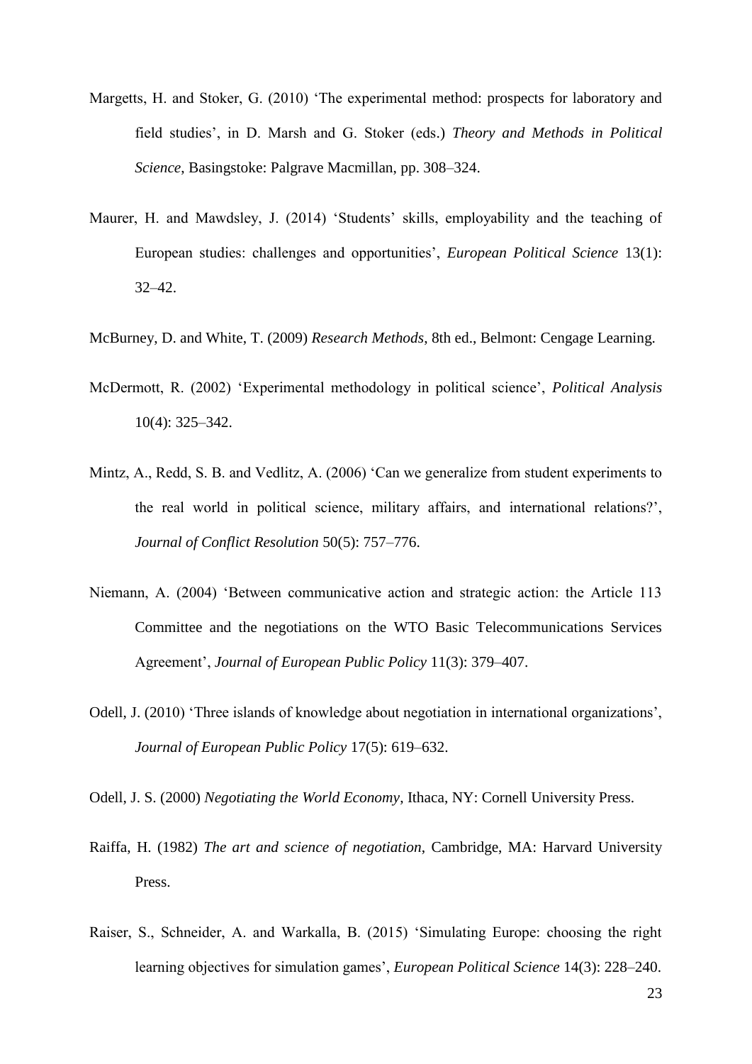Margetts, H. and Stoker, G. (2010) 'The experimental method: prospects for laboratory and field studies', in D. Marsh and G. Stoker (eds.) *Theory and Methods in Political Science*, Basingstoke: Palgrave Macmillan, pp. 308–324.

Maurer, H. and Mawdsley, J. (2014) 'Students' skills, employability and the teaching of European studies: challenges and opportunities', *European Political Science* 13(1): 32–42.

McBurney, D. and White, T. (2009) *Research Methods*, 8th ed., Belmont: Cengage Learning.

McDermott, R. (2002) 'Experimental methodology in political science', *Political Analysis* 10(4): 325–342.

Mintz, A., Redd, S. B. and Vedlitz, A. (2006) 'Can we generalize from student experiments to the real world in political science, military affairs, and international relations?', *Journal of Conflict Resolution* 50(5): 757–776.

Niemann, A. (2004) 'Between communicative action and strategic action: the Article 113 Committee and the negotiations on the WTO Basic Telecommunications Services Agreement', *Journal of European Public Policy* 11(3): 379–407.

Odell, J. (2010) 'Three islands of knowledge about negotiation in international organizations', *Journal of European Public Policy* 17(5): 619–632.

Odell, J. S. (2000) *Negotiating the World Economy*, Ithaca, NY: Cornell University Press.

Raiffa, H. (1982) *The art and science of negotiation*, Cambridge, MA: Harvard University Press.

Raiser, S., Schneider, A. and Warkalla, B. (2015) 'Simulating Europe: choosing the right learning objectives for simulation games', *European Political Science* 14(3): 228–240.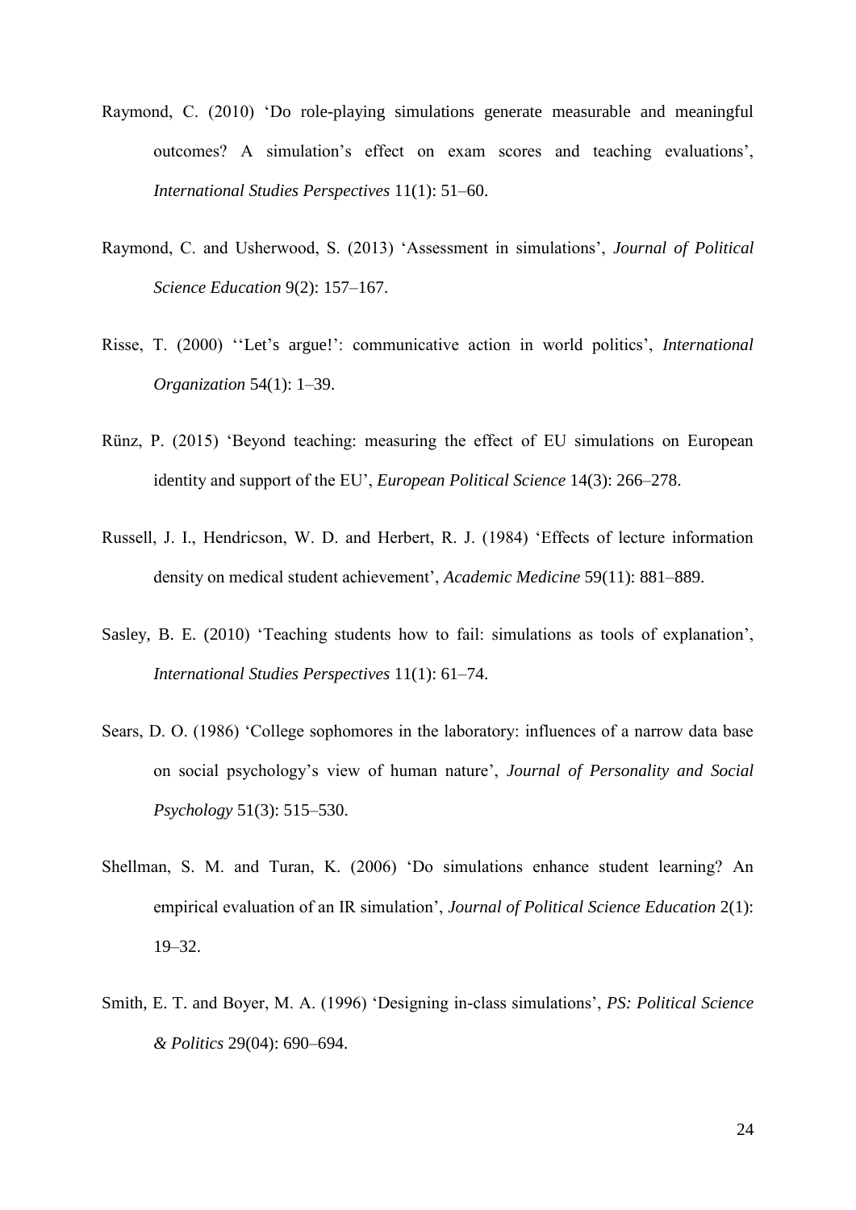Raymond, C. (2010) 'Do role-playing simulations generate measurable and meaningful outcomes? A simulation's effect on exam scores and teaching evaluations', *International Studies Perspectives* 11(1): 51–60.

Raymond, C. and Usherwood, S. (2013) 'Assessment in simulations', *Journal of Political Science Education* 9(2): 157–167.

Risse, T. (2000) ''Let's argue!': communicative action in world politics', *International Organization* 54(1): 1–39.

Rünz, P. (2015) 'Beyond teaching: measuring the effect of EU simulations on European identity and support of the EU', *European Political Science* 14(3): 266–278.

Russell, J. I., Hendricson, W. D. and Herbert, R. J. (1984) 'Effects of lecture information density on medical student achievement', *Academic Medicine* 59(11): 881–889.

Sasley, B. E. (2010) 'Teaching students how to fail: simulations as tools of explanation', *International Studies Perspectives* 11(1): 61–74.

Sears, D. O. (1986) 'College sophomores in the laboratory: influences of a narrow data base on social psychology's view of human nature', *Journal of Personality and Social Psychology* 51(3): 515–530.

Shellman, S. M. and Turan, K. (2006) 'Do simulations enhance student learning? An empirical evaluation of an IR simulation', *Journal of Political Science Education* 2(1): 19–32.

Smith, E. T. and Boyer, M. A. (1996) 'Designing in-class simulations', *PS: Political Science & Politics* 29(04): 690–694.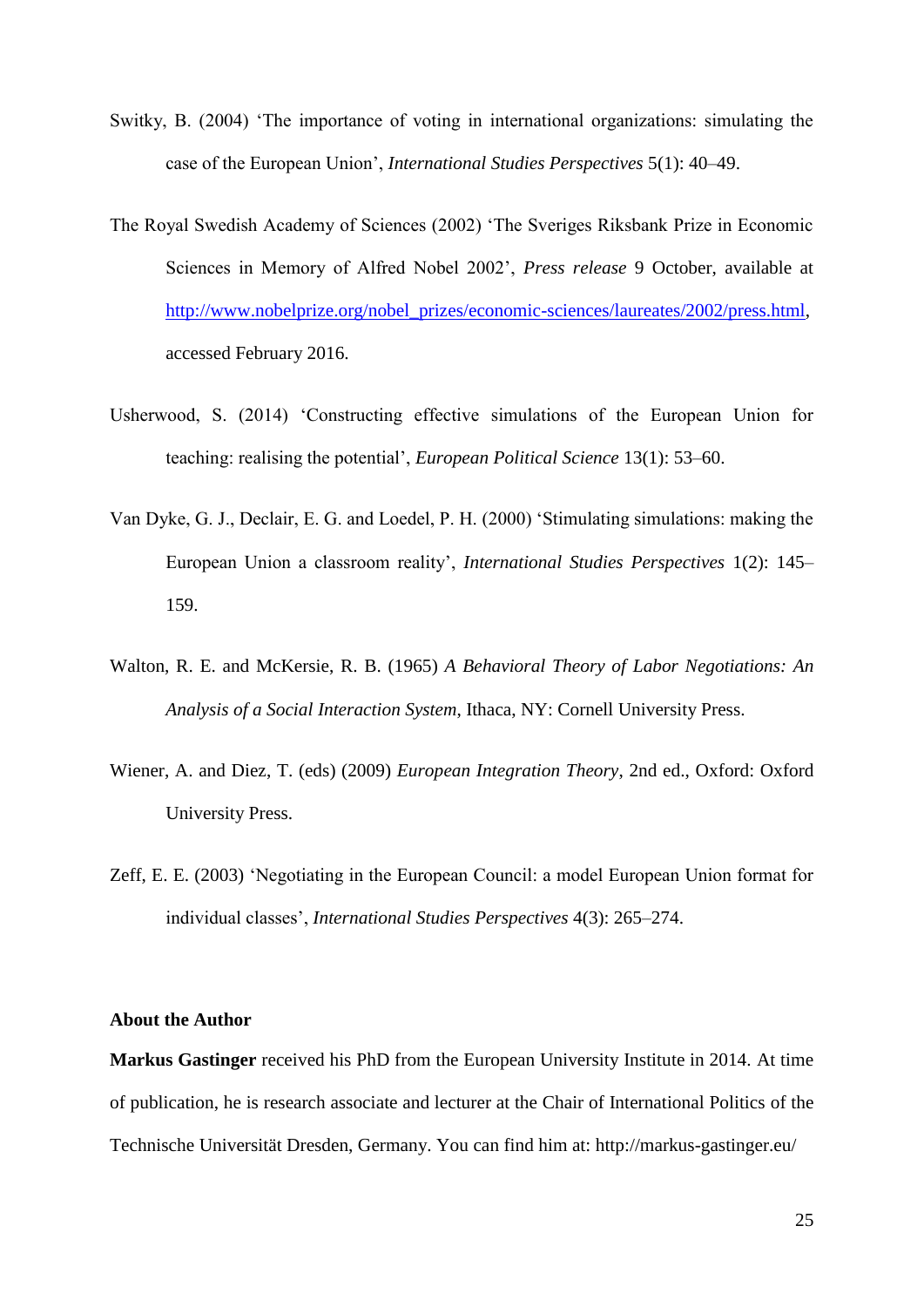Switky, B. (2004) 'The importance of voting in international organizations: simulating the case of the European Union', *International Studies Perspectives* 5(1): 40–49.

The Royal Swedish Academy of Sciences (2002) 'The Sveriges Riksbank Prize in Economic Sciences in Memory of Alfred Nobel 2002', *Press release* 9 October, available at http://www.nobelprize.org/nobel_prizes/economic-sciences/laureates/2002/press.html, accessed February 2016.

Usherwood, S. (2014) 'Constructing effective simulations of the European Union for teaching: realising the potential', *European Political Science* 13(1): 53–60.

Van Dyke, G. J., Declair, E. G. and Loedel, P. H. (2000) 'Stimulating simulations: making the European Union a classroom reality', *International Studies Perspectives* 1(2): 145–159.

Walton, R. E. and McKersie, R. B. (1965) *A Behavioral Theory of Labor Negotiations: An Analysis of a Social Interaction System*, Ithaca, NY: Cornell University Press.

Wiener, A. and Diez, T. (eds) (2009) *European Integration Theory*, 2nd ed., Oxford: Oxford University Press.

Zeff, E. E. (2003) 'Negotiating in the European Council: a model European Union format for individual classes', *International Studies Perspectives* 4(3): 265–274.

**About the Author**

**Markus Gastinger** received his PhD from the European University Institute in 2014. At time of publication, he is research associate and lecturer at the Chair of International Politics of the Technische Universität Dresden, Germany. You can find him at: http://markus-gastinger.eu/